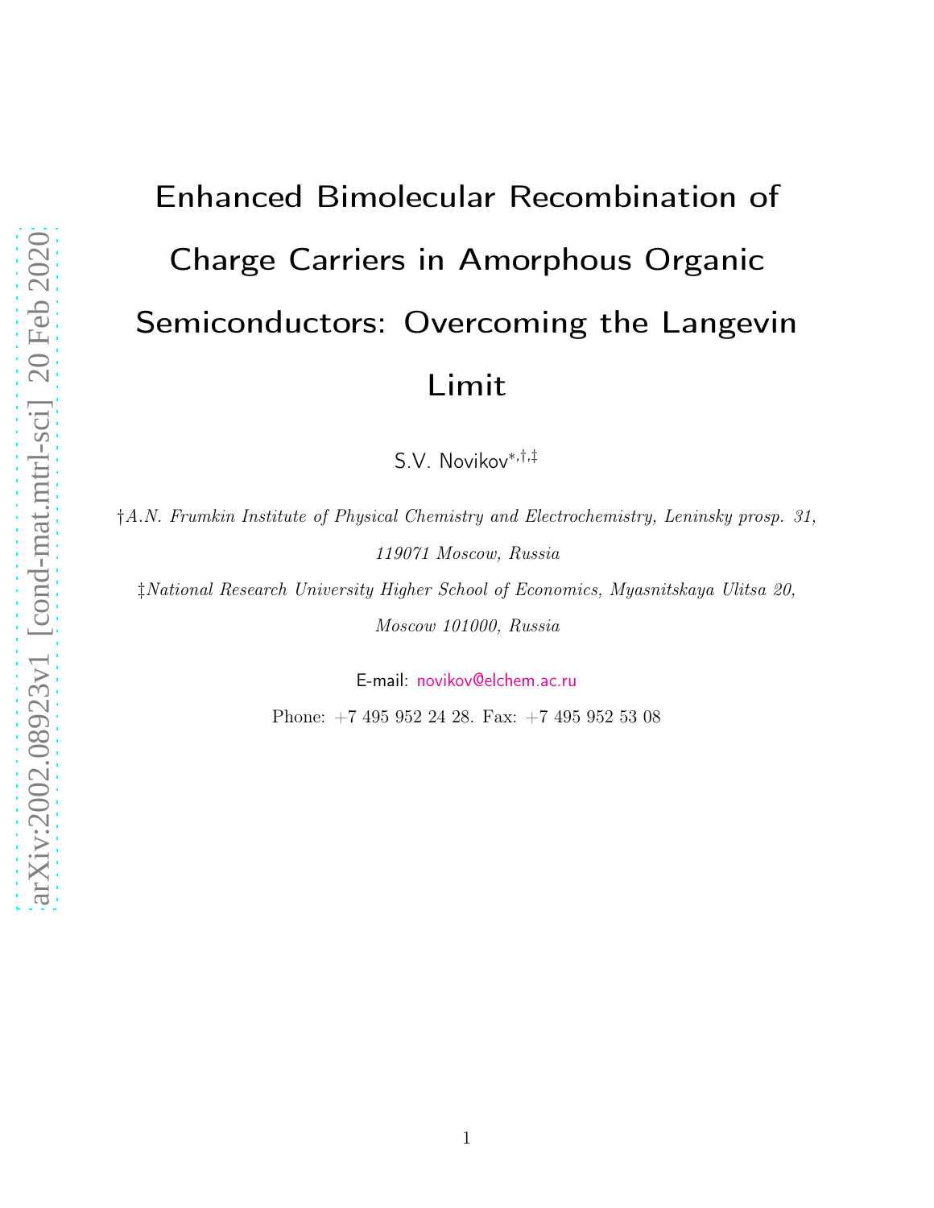# Enhanced Bimolecular Recombination of Charge Carriers in Amorphous Organic Semiconductors: Overcoming the Langevin Limit

S.V. Novikov[*,†,‡]

†*A.N. Frumkin Institute of Physical Chemistry and Electrochemistry, Leninsky prosp. 31, 119071 Moscow, Russia*

‡*National Research University Higher School of Economics, Myasnitskaya Ulitsa 20, Moscow 101000, Russia*

E-mail: novikov@elchem.ac.ru

Phone: +7 495 952 24 28. Fax: +7 495 952 53 08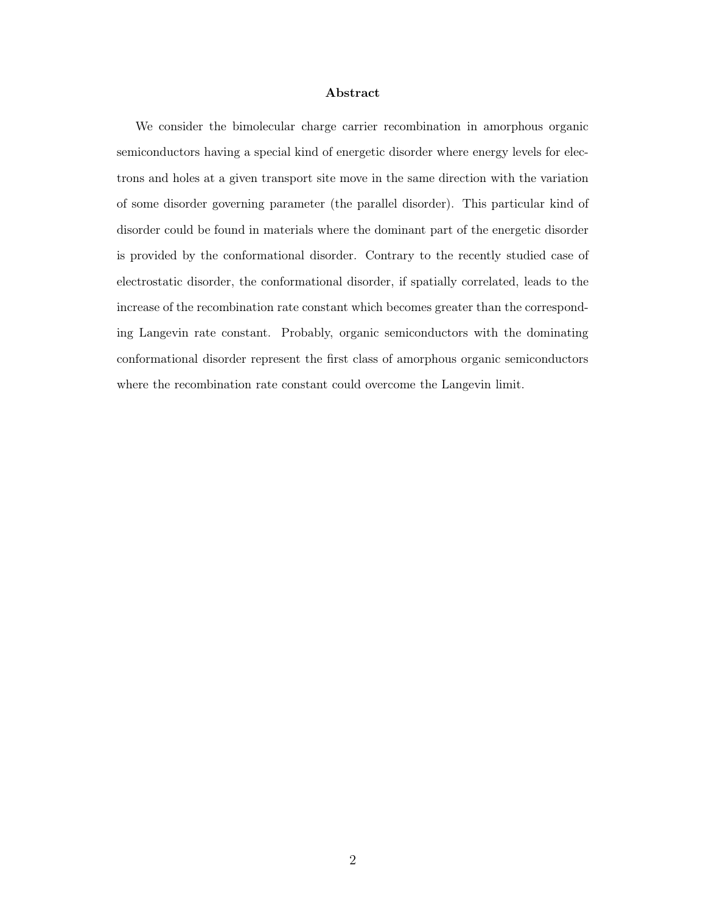## Abstract

We consider the bimolecular charge carrier recombination in amorphous organic semiconductors having a special kind of energetic disorder where energy levels for electrons and holes at a given transport site move in the same direction with the variation of some disorder governing parameter (the parallel disorder). This particular kind of disorder could be found in materials where the dominant part of the energetic disorder is provided by the conformational disorder. Contrary to the recently studied case of electrostatic disorder, the conformational disorder, if spatially correlated, leads to the increase of the recombination rate constant which becomes greater than the corresponding Langevin rate constant. Probably, organic semiconductors with the dominating conformational disorder represent the first class of amorphous organic semiconductors where the recombination rate constant could overcome the Langevin limit.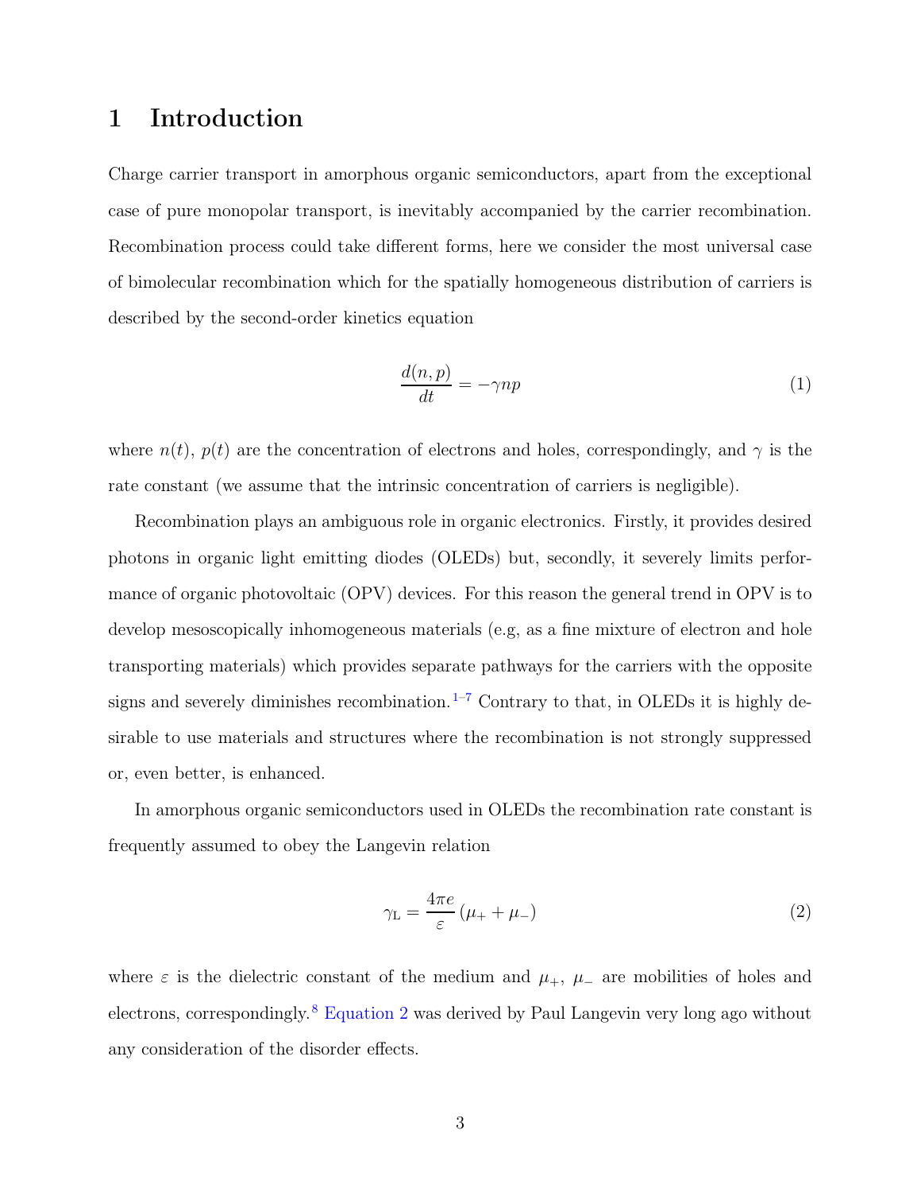# 1 Introduction

Charge carrier transport in amorphous organic semiconductors, apart from the exceptional case of pure monopolar transport, is inevitably accompanied by the carrier recombination. Recombination process could take different forms, here we consider the most universal case of bimolecular recombination which for the spatially homogeneous distribution of carriers is described by the second-order kinetics equation

$$\frac{d(n,p)}{dt} = -\gamma np \tag{1}$$

where $n(t)$, $p(t)$ are the concentration of electrons and holes, correspondingly, and $\gamma$ is the rate constant (we assume that the intrinsic concentration of carriers is negligible).

Recombination plays an ambiguous role in organic electronics. Firstly, it provides desired photons in organic light emitting diodes (OLEDs) but, secondly, it severely limits performance of organic photovoltaic (OPV) devices. For this reason the general trend in OPV is to develop mesoscopically inhomogeneous materials (e.g, as a fine mixture of electron and hole transporting materials) which provides separate pathways for the carriers with the opposite signs and severely diminishes recombination.[1–7] Contrary to that, in OLEDs it is highly desirable to use materials and structures where the recombination is not strongly suppressed or, even better, is enhanced.

In amorphous organic semiconductors used in OLEDs the recombination rate constant is frequently assumed to obey the Langevin relation

$$\gamma_{\mathrm{L}} = \frac{4\pi e}{\varepsilon}\left(\mu_{+} + \mu_{-}\right) \tag{2}$$

where $\varepsilon$ is the dielectric constant of the medium and $\mu_{+}$, $\mu_{-}$ are mobilities of holes and electrons, correspondingly.[8] Equation 2 was derived by Paul Langevin very long ago without any consideration of the disorder effects.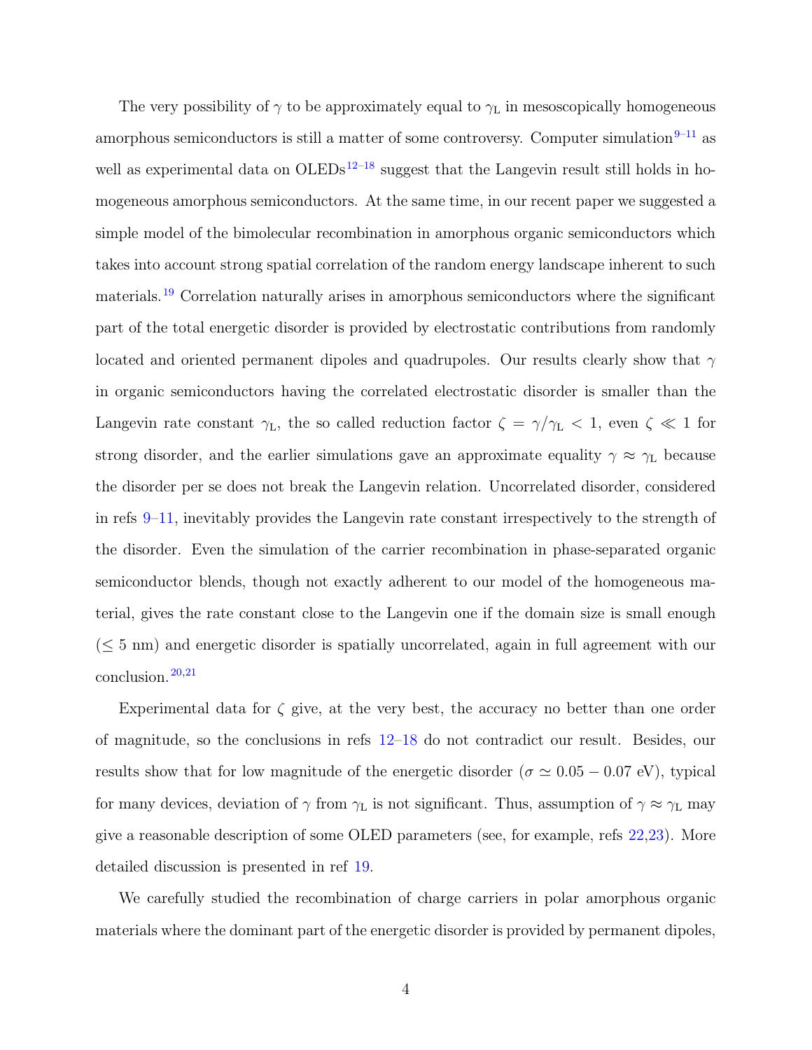The very possibility of $\gamma$ to be approximately equal to $\gamma_{\mathrm{L}}$ in mesoscopically homogeneous amorphous semiconductors is still a matter of some controversy. Computer simulation[9–11] as well as experimental data on OLEDs[12–18] suggest that the Langevin result still holds in homogeneous amorphous semiconductors. At the same time, in our recent paper we suggested a simple model of the bimolecular recombination in amorphous organic semiconductors which takes into account strong spatial correlation of the random energy landscape inherent to such materials.[19] Correlation naturally arises in amorphous semiconductors where the significant part of the total energetic disorder is provided by electrostatic contributions from randomly located and oriented permanent dipoles and quadrupoles. Our results clearly show that $\gamma$ in organic semiconductors having the correlated electrostatic disorder is smaller than the Langevin rate constant $\gamma_{\mathrm{L}}$, the so called reduction factor $\zeta = \gamma/\gamma_{\mathrm{L}} < 1$, even $\zeta \ll 1$ for strong disorder, and the earlier simulations gave an approximate equality $\gamma \approx \gamma_{\mathrm{L}}$ because the disorder per se does not break the Langevin relation. Uncorrelated disorder, considered in refs 9–11, inevitably provides the Langevin rate constant irrespectively to the strength of the disorder. Even the simulation of the carrier recombination in phase-separated organic semiconductor blends, though not exactly adherent to our model of the homogeneous material, gives the rate constant close to the Langevin one if the domain size is small enough ($\leq 5$ nm) and energetic disorder is spatially uncorrelated, again in full agreement with our conclusion.[20,21]

Experimental data for $\zeta$ give, at the very best, the accuracy no better than one order of magnitude, so the conclusions in refs 12–18 do not contradict our result. Besides, our results show that for low magnitude of the energetic disorder ($\sigma \simeq 0.05 - 0.07$ eV), typical for many devices, deviation of $\gamma$ from $\gamma_{\mathrm{L}}$ is not significant. Thus, assumption of $\gamma \approx \gamma_{\mathrm{L}}$ may give a reasonable description of some OLED parameters (see, for example, refs 22,23). More detailed discussion is presented in ref 19.

We carefully studied the recombination of charge carriers in polar amorphous organic materials where the dominant part of the energetic disorder is provided by permanent dipoles,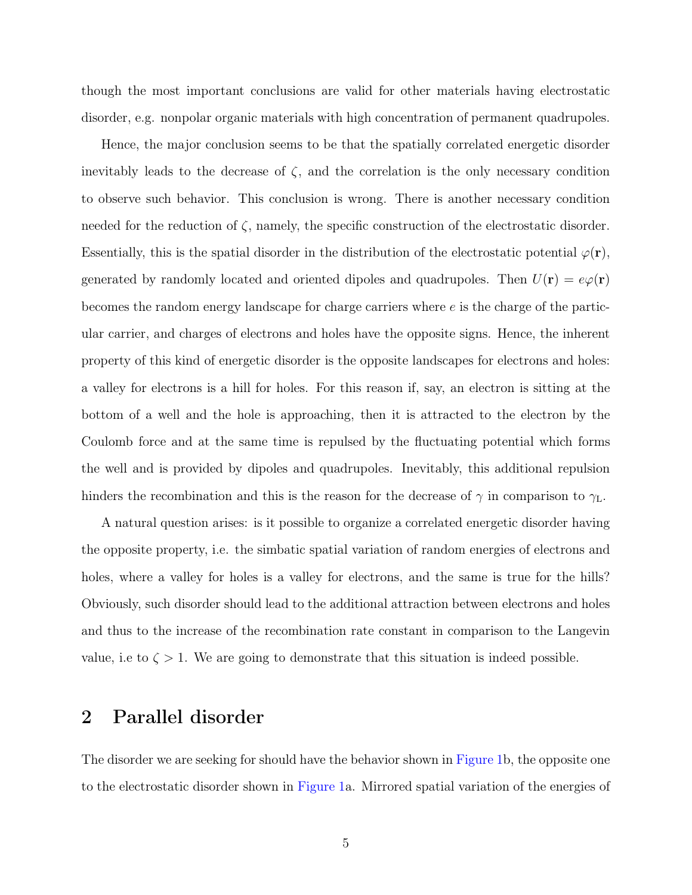though the most important conclusions are valid for other materials having electrostatic disorder, e.g. nonpolar organic materials with high concentration of permanent quadrupoles.

Hence, the major conclusion seems to be that the spatially correlated energetic disorder inevitably leads to the decrease of $\zeta$, and the correlation is the only necessary condition to observe such behavior. This conclusion is wrong. There is another necessary condition needed for the reduction of $\zeta$, namely, the specific construction of the electrostatic disorder. Essentially, this is the spatial disorder in the distribution of the electrostatic potential $\varphi(\mathbf{r})$, generated by randomly located and oriented dipoles and quadrupoles. Then $U(\mathbf{r}) = e\varphi(\mathbf{r})$ becomes the random energy landscape for charge carriers where $e$ is the charge of the particular carrier, and charges of electrons and holes have the opposite signs. Hence, the inherent property of this kind of energetic disorder is the opposite landscapes for electrons and holes: a valley for electrons is a hill for holes. For this reason if, say, an electron is sitting at the bottom of a well and the hole is approaching, then it is attracted to the electron by the Coulomb force and at the same time is repulsed by the fluctuating potential which forms the well and is provided by dipoles and quadrupoles. Inevitably, this additional repulsion hinders the recombination and this is the reason for the decrease of $\gamma$ in comparison to $\gamma_{\mathrm{L}}$.

A natural question arises: is it possible to organize a correlated energetic disorder having the opposite property, i.e. the simbatic spatial variation of random energies of electrons and holes, where a valley for holes is a valley for electrons, and the same is true for the hills? Obviously, such disorder should lead to the additional attraction between electrons and holes and thus to the increase of the recombination rate constant in comparison to the Langevin value, i.e to $\zeta > 1$. We are going to demonstrate that this situation is indeed possible.

## 2 Parallel disorder

The disorder we are seeking for should have the behavior shown in Figure 1b, the opposite one to the electrostatic disorder shown in Figure 1a. Mirrored spatial variation of the energies of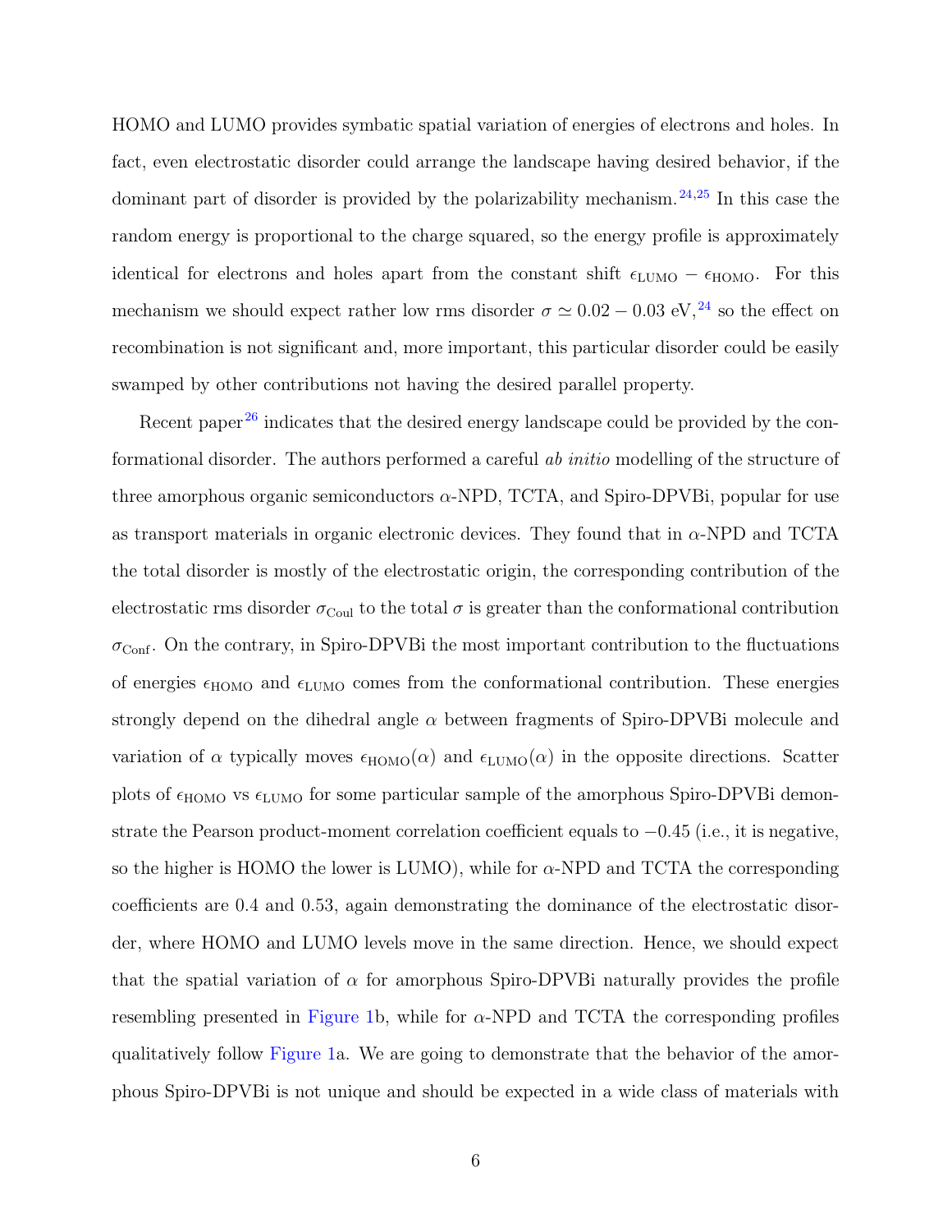HOMO and LUMO provides symbatic spatial variation of energies of electrons and holes. In fact, even electrostatic disorder could arrange the landscape having desired behavior, if the dominant part of disorder is provided by the polarizability mechanism.[24,25] In this case the random energy is proportional to the charge squared, so the energy profile is approximately identical for electrons and holes apart from the constant shift $\epsilon_{\rm LUMO} - \epsilon_{\rm HOMO}$. For this mechanism we should expect rather low rms disorder $\sigma \simeq 0.02 - 0.03$ eV,[24] so the effect on recombination is not significant and, more important, this particular disorder could be easily swamped by other contributions not having the desired parallel property.

Recent paper[26] indicates that the desired energy landscape could be provided by the conformational disorder. The authors performed a careful *ab initio* modelling of the structure of three amorphous organic semiconductors $\alpha$-NPD, TCTA, and Spiro-DPVBi, popular for use as transport materials in organic electronic devices. They found that in $\alpha$-NPD and TCTA the total disorder is mostly of the electrostatic origin, the corresponding contribution of the electrostatic rms disorder $\sigma_{\rm Coul}$ to the total $\sigma$ is greater than the conformational contribution $\sigma_{\rm Conf}$. On the contrary, in Spiro-DPVBi the most important contribution to the fluctuations of energies $\epsilon_{\rm HOMO}$ and $\epsilon_{\rm LUMO}$ comes from the conformational contribution. These energies strongly depend on the dihedral angle $\alpha$ between fragments of Spiro-DPVBi molecule and variation of $\alpha$ typically moves $\epsilon_{\rm HOMO}(\alpha)$ and $\epsilon_{\rm LUMO}(\alpha)$ in the opposite directions. Scatter plots of $\epsilon_{\rm HOMO}$ vs $\epsilon_{\rm LUMO}$ for some particular sample of the amorphous Spiro-DPVBi demonstrate the Pearson product-moment correlation coefficient equals to $-0.45$ (i.e., it is negative, so the higher is HOMO the lower is LUMO), while for $\alpha$-NPD and TCTA the corresponding coefficients are 0.4 and 0.53, again demonstrating the dominance of the electrostatic disorder, where HOMO and LUMO levels move in the same direction. Hence, we should expect that the spatial variation of $\alpha$ for amorphous Spiro-DPVBi naturally provides the profile resembling presented in Figure 1b, while for $\alpha$-NPD and TCTA the corresponding profiles qualitatively follow Figure 1a. We are going to demonstrate that the behavior of the amorphous Spiro-DPVBi is not unique and should be expected in a wide class of materials with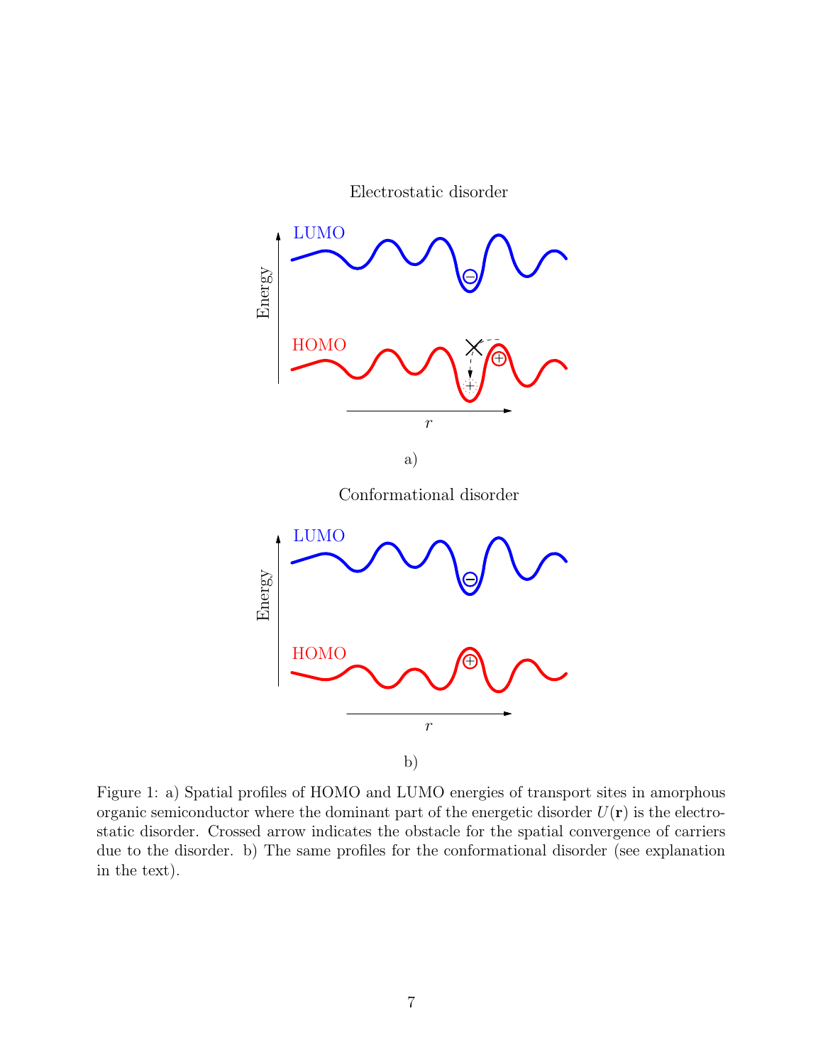Electrostatic disorder

a)

Conformational disorder

b)

Figure 1: a) Spatial profiles of HOMO and LUMO energies of transport sites in amorphous organic semiconductor where the dominant part of the energetic disorder $U(\mathbf{r})$ is the electrostatic disorder. Crossed arrow indicates the obstacle for the spatial convergence of carriers due to the disorder. b) The same profiles for the conformational disorder (see explanation in the text).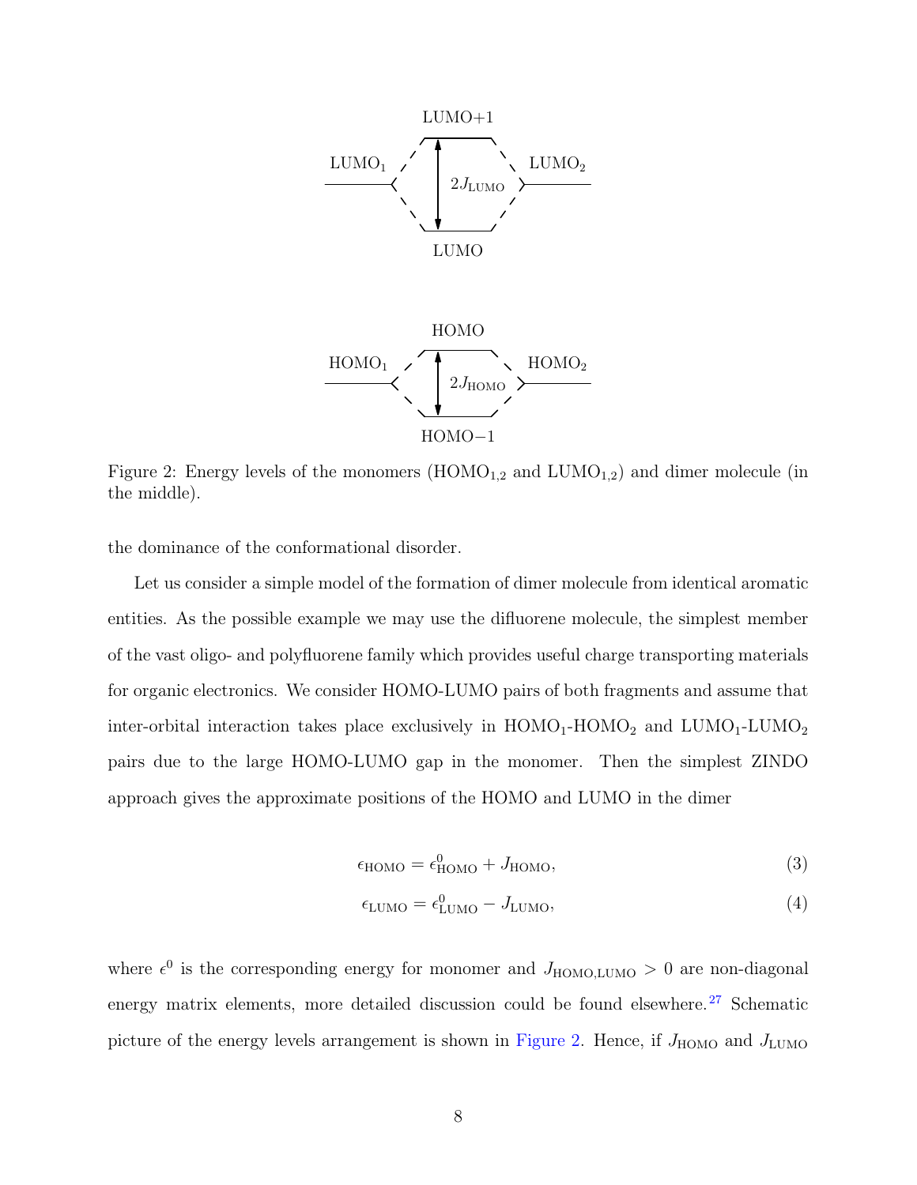Figure 2: Energy levels of the monomers ($\mathrm{HOMO}_{1,2}$ and $\mathrm{LUMO}_{1,2}$) and dimer molecule (in the middle).

the dominance of the conformational disorder.

Let us consider a simple model of the formation of dimer molecule from identical aromatic entities. As the possible example we may use the difluorene molecule, the simplest member of the vast oligo- and polyfluorene family which provides useful charge transporting materials for organic electronics. We consider HOMO-LUMO pairs of both fragments and assume that inter-orbital interaction takes place exclusively in $\mathrm{HOMO}_1$-$\mathrm{HOMO}_2$ and $\mathrm{LUMO}_1$-$\mathrm{LUMO}_2$ pairs due to the large HOMO-LUMO gap in the monomer. Then the simplest ZINDO approach gives the approximate positions of the HOMO and LUMO in the dimer

$$\epsilon_{\mathrm{HOMO}} = \epsilon^0_{\mathrm{HOMO}} + J_{\mathrm{HOMO}}, \tag{3}$$

$$\epsilon_{\mathrm{LUMO}} = \epsilon^0_{\mathrm{LUMO}} - J_{\mathrm{LUMO}}, \tag{4}$$

where $\epsilon^0$ is the corresponding energy for monomer and $J_{\mathrm{HOMO,LUMO}} > 0$ are non-diagonal energy matrix elements, more detailed discussion could be found elsewhere.[27] Schematic picture of the energy levels arrangement is shown in Figure 2. Hence, if $J_{\mathrm{HOMO}}$ and $J_{\mathrm{LUMO}}$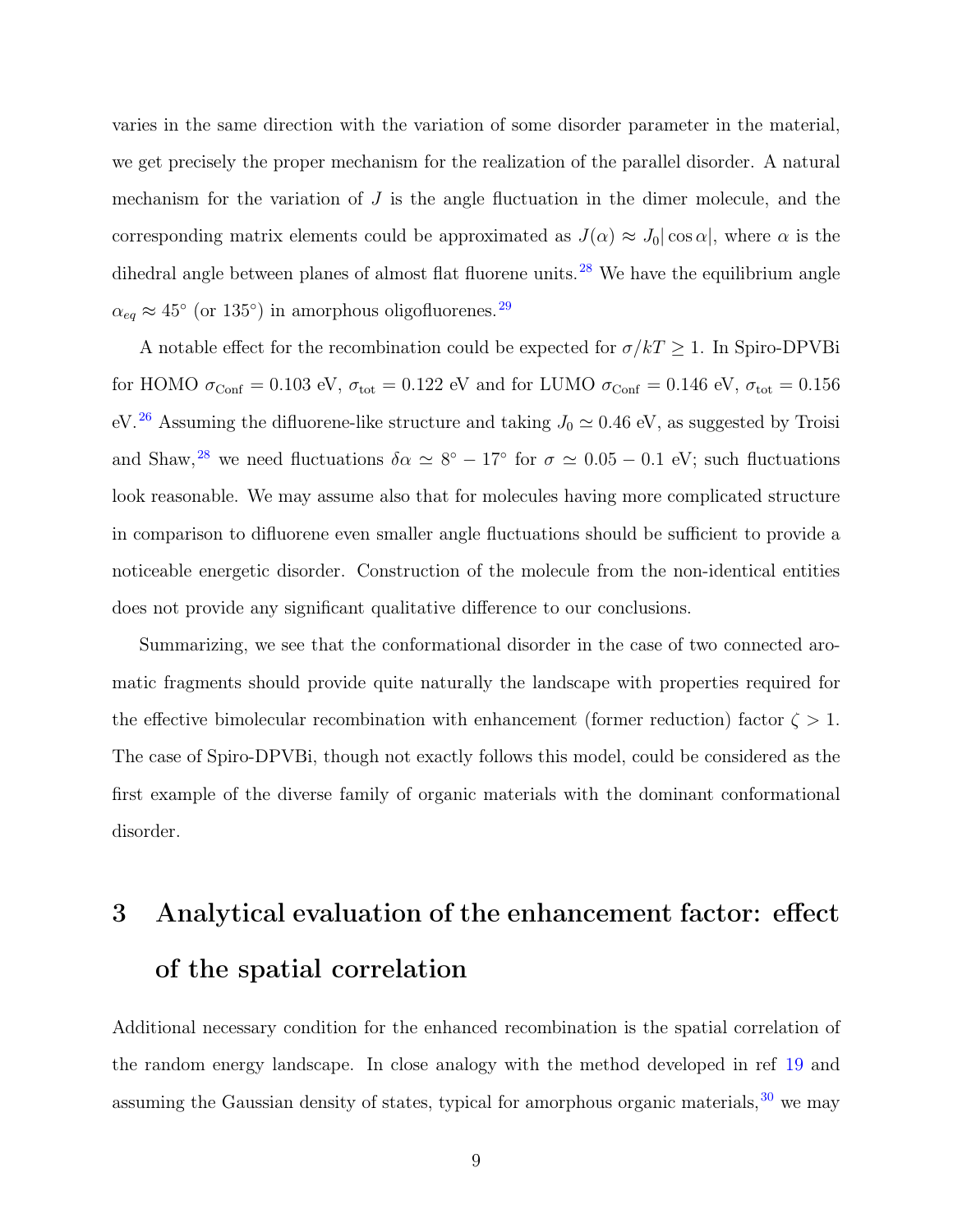varies in the same direction with the variation of some disorder parameter in the material, we get precisely the proper mechanism for the realization of the parallel disorder. A natural mechanism for the variation of $J$ is the angle fluctuation in the dimer molecule, and the corresponding matrix elements could be approximated as $J(\alpha) \approx J_0 |\cos\alpha|$, where $\alpha$ is the dihedral angle between planes of almost flat fluorene units.[28] We have the equilibrium angle $\alpha_{eq} \approx 45^\circ$ (or $135^\circ$) in amorphous oligofluorenes.[29]

A notable effect for the recombination could be expected for $\sigma/kT \geq 1$. In Spiro-DPVBi for HOMO $\sigma_{\rm Conf} = 0.103$ eV, $\sigma_{\rm tot} = 0.122$ eV and for LUMO $\sigma_{\rm Conf} = 0.146$ eV, $\sigma_{\rm tot} = 0.156$ eV.[26] Assuming the difluorene-like structure and taking $J_0 \simeq 0.46$ eV, as suggested by Troisi and Shaw,[28] we need fluctuations $\delta\alpha \simeq 8^\circ - 17^\circ$ for $\sigma \simeq 0.05 - 0.1$ eV; such fluctuations look reasonable. We may assume also that for molecules having more complicated structure in comparison to difluorene even smaller angle fluctuations should be sufficient to provide a noticeable energetic disorder. Construction of the molecule from the non-identical entities does not provide any significant qualitative difference to our conclusions.

Summarizing, we see that the conformational disorder in the case of two connected aromatic fragments should provide quite naturally the landscape with properties required for the effective bimolecular recombination with enhancement (former reduction) factor $\zeta > 1$. The case of Spiro-DPVBi, though not exactly follows this model, could be considered as the first example of the diverse family of organic materials with the dominant conformational disorder.

# 3 Analytical evaluation of the enhancement factor: effect of the spatial correlation

Additional necessary condition for the enhanced recombination is the spatial correlation of the random energy landscape. In close analogy with the method developed in ref 19 and assuming the Gaussian density of states, typical for amorphous organic materials,[30] we may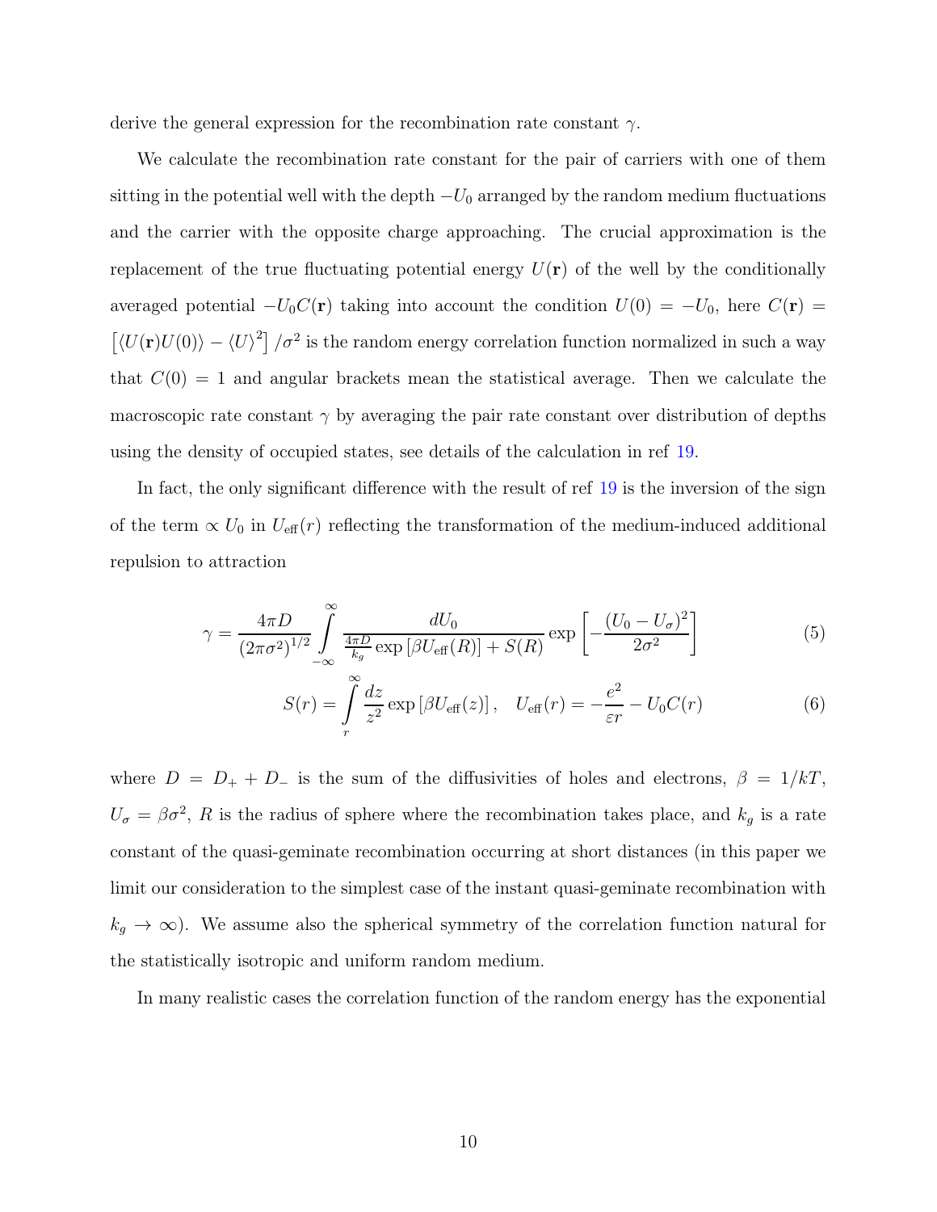derive the general expression for the recombination rate constant $\gamma$.

We calculate the recombination rate constant for the pair of carriers with one of them sitting in the potential well with the depth $-U_0$ arranged by the random medium fluctuations and the carrier with the opposite charge approaching. The crucial approximation is the replacement of the true fluctuating potential energy $U(\mathbf{r})$ of the well by the conditionally averaged potential $-U_0 C(\mathbf{r})$ taking into account the condition $U(0) = -U_0$, here $C(\mathbf{r}) = \left[\langle U(\mathbf{r})U(0)\rangle - \langle U\rangle^2\right]/\sigma^2$ is the random energy correlation function normalized in such a way that $C(0) = 1$ and angular brackets mean the statistical average. Then we calculate the macroscopic rate constant $\gamma$ by averaging the pair rate constant over distribution of depths using the density of occupied states, see details of the calculation in ref 19.

In fact, the only significant difference with the result of ref 19 is the inversion of the sign of the term $\propto U_0$ in $U_{\rm eff}(r)$ reflecting the transformation of the medium-induced additional repulsion to attraction

$$\gamma = \frac{4\pi D}{(2\pi\sigma^2)^{1/2}} \int\limits_{-\infty}^{\infty} \frac{dU_0}{\frac{4\pi D}{k_g}\exp\left[\beta U_{\rm eff}(R)\right] + S(R)} \exp\left[-\frac{(U_0 - U_\sigma)^2}{2\sigma^2}\right] \tag{5}$$

$$S(r) = \int\limits_{r}^{\infty} \frac{dz}{z^2}\exp\left[\beta U_{\rm eff}(z)\right], \quad U_{\rm eff}(r) = -\frac{e^2}{\varepsilon r} - U_0 C(r) \tag{6}$$

where $D = D_+ + D_-$ is the sum of the diffusivities of holes and electrons, $\beta = 1/kT$, $U_\sigma = \beta\sigma^2$, $R$ is the radius of sphere where the recombination takes place, and $k_g$ is a rate constant of the quasi-geminate recombination occurring at short distances (in this paper we limit our consideration to the simplest case of the instant quasi-geminate recombination with $k_g \to \infty$). We assume also the spherical symmetry of the correlation function natural for the statistically isotropic and uniform random medium.

In many realistic cases the correlation function of the random energy has the exponential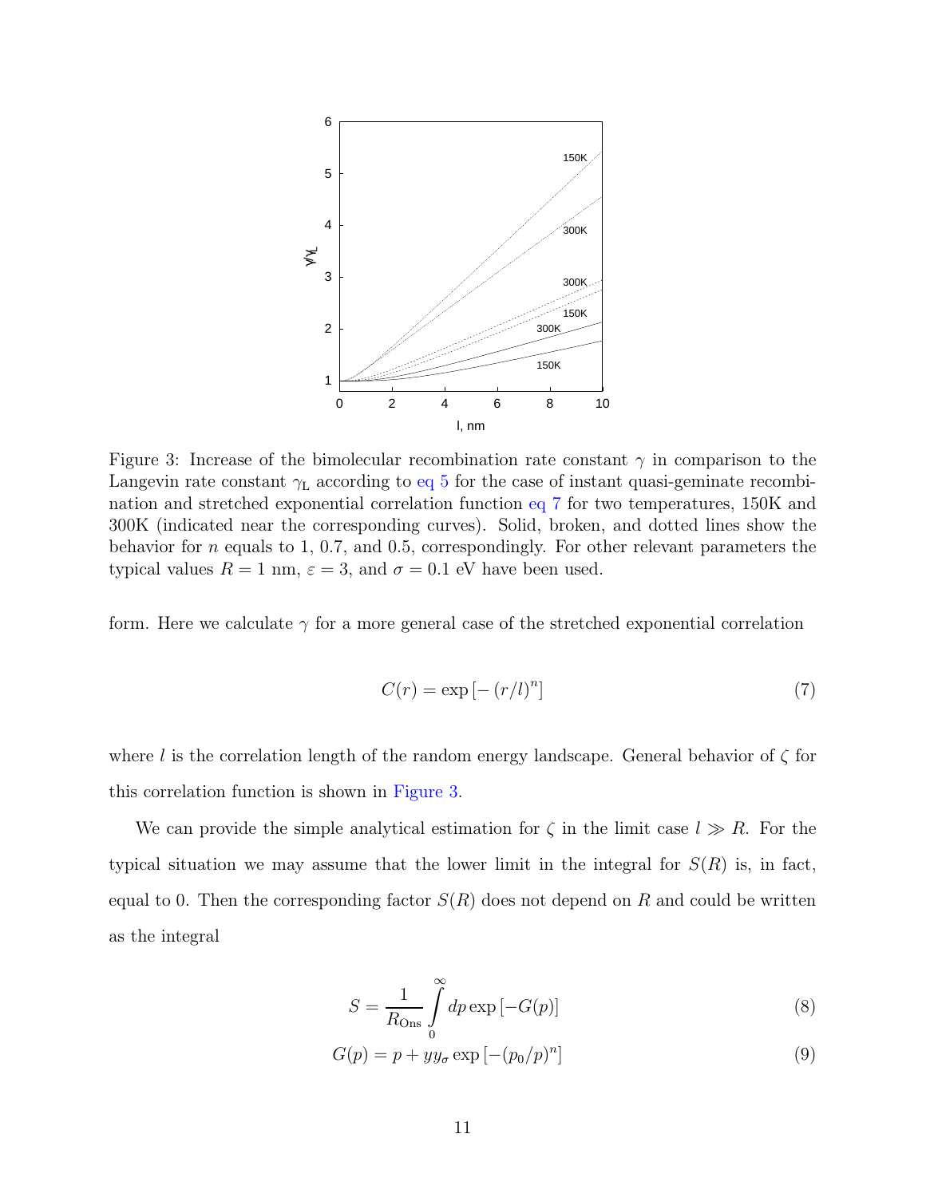Figure 3: Increase of the bimolecular recombination rate constant $\gamma$ in comparison to the Langevin rate constant $\gamma_{\rm L}$ according to eq 5 for the case of instant quasi-geminate recombination and stretched exponential correlation function eq 7 for two temperatures, 150K and 300K (indicated near the corresponding curves). Solid, broken, and dotted lines show the behavior for $n$ equals to 1, 0.7, and 0.5, correspondingly. For other relevant parameters the typical values $R = 1$ nm, $\varepsilon = 3$, and $\sigma = 0.1$ eV have been used.

form. Here we calculate $\gamma$ for a more general case of the stretched exponential correlation

$$C(r) = \exp\left[-\left(r/l\right)^n\right] \tag{7}$$

where $l$ is the correlation length of the random energy landscape. General behavior of $\zeta$ for this correlation function is shown in Figure 3.

We can provide the simple analytical estimation for $\zeta$ in the limit case $l \gg R$. For the typical situation we may assume that the lower limit in the integral for $S(R)$ is, in fact, equal to 0. Then the corresponding factor $S(R)$ does not depend on $R$ and could be written as the integral

$$S = \frac{1}{R_{\rm Ons}} \int\limits_0^\infty dp \exp\left[-G(p)\right] \tag{8}$$

$$G(p) = p + y y_\sigma \exp\left[-(p_0/p)^n\right] \tag{9}$$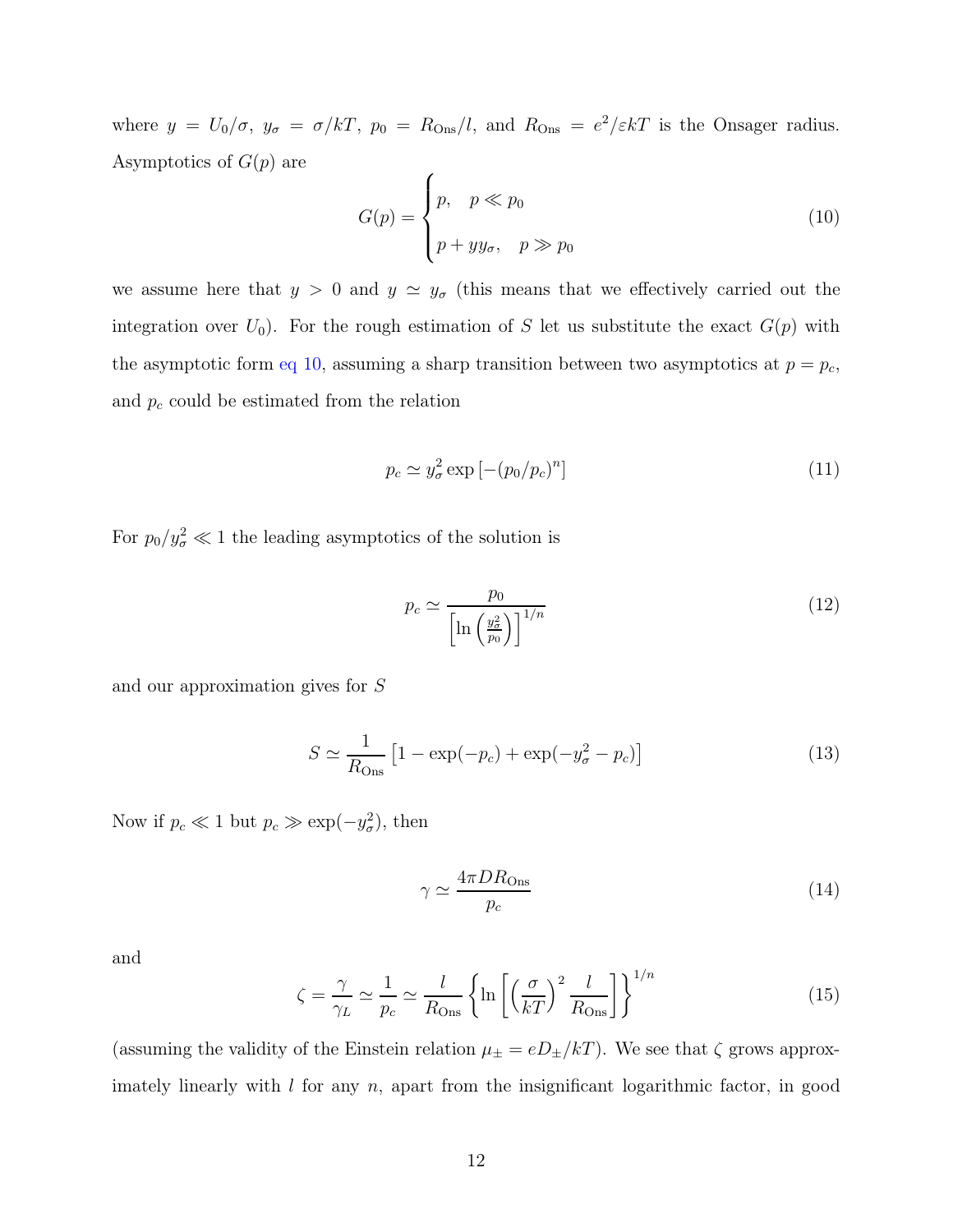where $y = U_0/\sigma$, $y_\sigma = \sigma/kT$, $p_0 = R_{\rm Ons}/l$, and $R_{\rm Ons} = e^2/\varepsilon kT$ is the Onsager radius. Asymptotics of $G(p)$ are

$$G(p) = \begin{cases} p, & p \ll p_0 \\ p + yy_\sigma, & p \gg p_0 \end{cases} \tag{10}$$

we assume here that $y > 0$ and $y \simeq y_\sigma$ (this means that we effectively carried out the integration over $U_0$). For the rough estimation of $S$ let us substitute the exact $G(p)$ with the asymptotic form eq 10, assuming a sharp transition between two asymptotics at $p = p_c$, and $p_c$ could be estimated from the relation

$$p_c \simeq y_\sigma^2 \exp\left[-(p_0/p_c)^n\right] \tag{11}$$

For $p_0/y_\sigma^2 \ll 1$ the leading asymptotics of the solution is

$$p_c \simeq \frac{p_0}{\left[\ln\left(\frac{y_\sigma^2}{p_0}\right)\right]^{1/n}} \tag{12}$$

and our approximation gives for $S$

$$S \simeq \frac{1}{R_{\rm Ons}}\left[1 - \exp(-p_c) + \exp(-y_\sigma^2 - p_c)\right] \tag{13}$$

Now if $p_c \ll 1$ but $p_c \gg \exp(-y_\sigma^2)$, then

$$\gamma \simeq \frac{4\pi D R_{\rm Ons}}{p_c} \tag{14}$$

and

$$\zeta = \frac{\gamma}{\gamma_L} \simeq \frac{1}{p_c} \simeq \frac{l}{R_{\rm Ons}}\left\{\ln\left[\left(\frac{\sigma}{kT}\right)^2 \frac{l}{R_{\rm Ons}}\right]\right\}^{1/n} \tag{15}$$

(assuming the validity of the Einstein relation $\mu_\pm = eD_\pm/kT$). We see that $\zeta$ grows approximately linearly with $l$ for any $n$, apart from the insignificant logarithmic factor, in good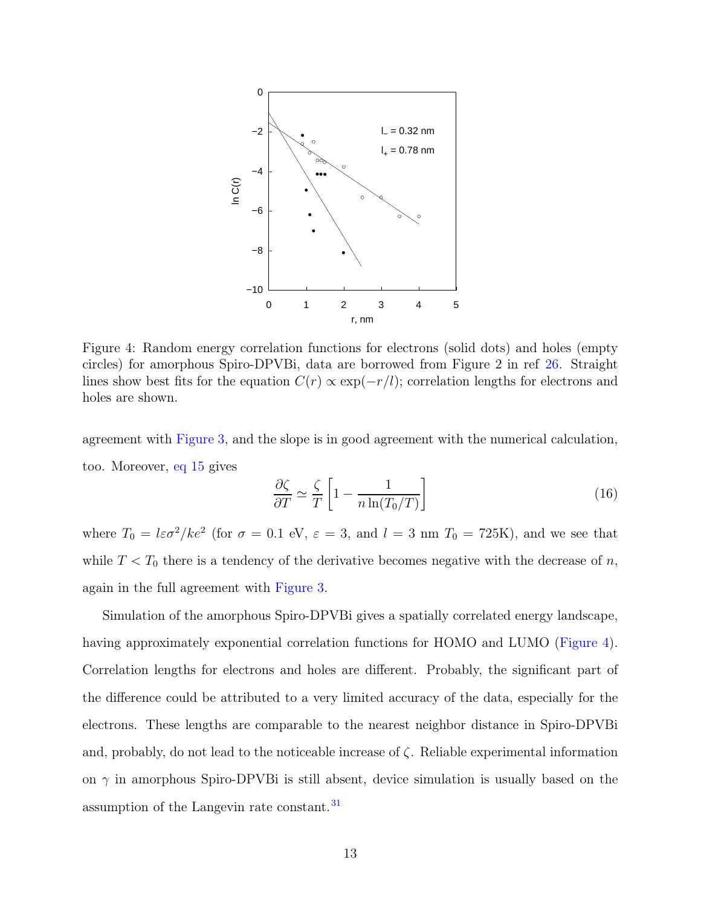Figure 4: Random energy correlation functions for electrons (solid dots) and holes (empty circles) for amorphous Spiro-DPVBi, data are borrowed from Figure 2 in ref 26. Straight lines show best fits for the equation $C(r) \propto \exp(-r/l)$; correlation lengths for electrons and holes are shown.

agreement with Figure 3, and the slope is in good agreement with the numerical calculation, too. Moreover, eq 15 gives

$$\frac{\partial \zeta}{\partial T} \simeq \frac{\zeta}{T}\left[1 - \frac{1}{n \ln(T_0/T)}\right] \tag{16}$$

where $T_0 = l\varepsilon\sigma^2/ke^2$ (for $\sigma = 0.1$ eV, $\varepsilon = 3$, and $l = 3$ nm $T_0 = 725$K), and we see that while $T < T_0$ there is a tendency of the derivative becomes negative with the decrease of $n$, again in the full agreement with Figure 3.

Simulation of the amorphous Spiro-DPVBi gives a spatially correlated energy landscape, having approximately exponential correlation functions for HOMO and LUMO (Figure 4). Correlation lengths for electrons and holes are different. Probably, the significant part of the difference could be attributed to a very limited accuracy of the data, especially for the electrons. These lengths are comparable to the nearest neighbor distance in Spiro-DPVBi and, probably, do not lead to the noticeable increase of $\zeta$. Reliable experimental information on $\gamma$ in amorphous Spiro-DPVBi is still absent, device simulation is usually based on the assumption of the Langevin rate constant.[31]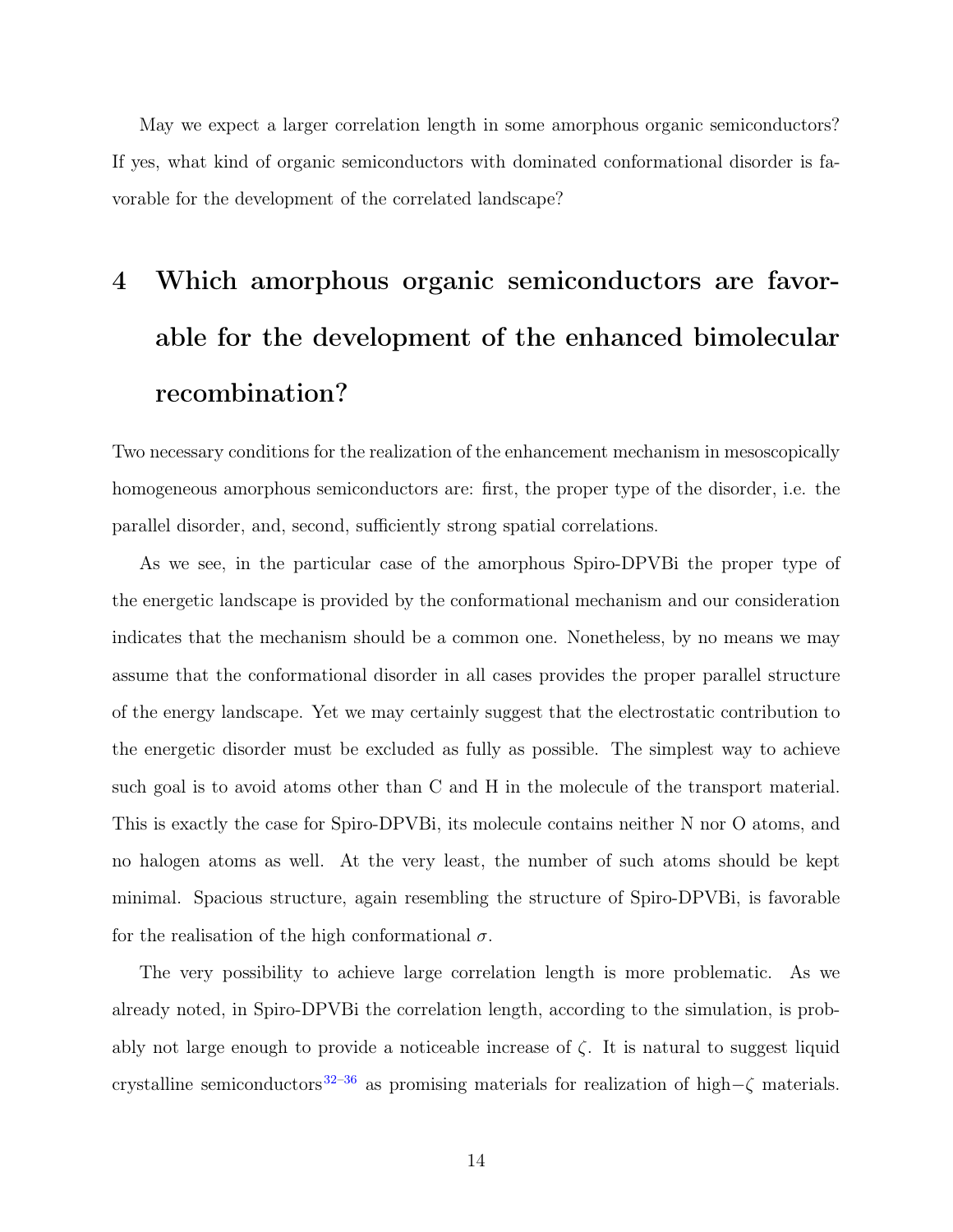May we expect a larger correlation length in some amorphous organic semiconductors? If yes, what kind of organic semiconductors with dominated conformational disorder is favorable for the development of the correlated landscape?

# 4 Which amorphous organic semiconductors are favorable for the development of the enhanced bimolecular recombination?

Two necessary conditions for the realization of the enhancement mechanism in mesoscopically homogeneous amorphous semiconductors are: first, the proper type of the disorder, i.e. the parallel disorder, and, second, sufficiently strong spatial correlations.

As we see, in the particular case of the amorphous Spiro-DPVBi the proper type of the energetic landscape is provided by the conformational mechanism and our consideration indicates that the mechanism should be a common one. Nonetheless, by no means we may assume that the conformational disorder in all cases provides the proper parallel structure of the energy landscape. Yet we may certainly suggest that the electrostatic contribution to the energetic disorder must be excluded as fully as possible. The simplest way to achieve such goal is to avoid atoms other than C and H in the molecule of the transport material. This is exactly the case for Spiro-DPVBi, its molecule contains neither N nor O atoms, and no halogen atoms as well. At the very least, the number of such atoms should be kept minimal. Spacious structure, again resembling the structure of Spiro-DPVBi, is favorable for the realisation of the high conformational $\sigma$.

The very possibility to achieve large correlation length is more problematic. As we already noted, in Spiro-DPVBi the correlation length, according to the simulation, is probably not large enough to provide a noticeable increase of $\zeta$. It is natural to suggest liquid crystalline semiconductors[32–36] as promising materials for realization of high$-\zeta$ materials.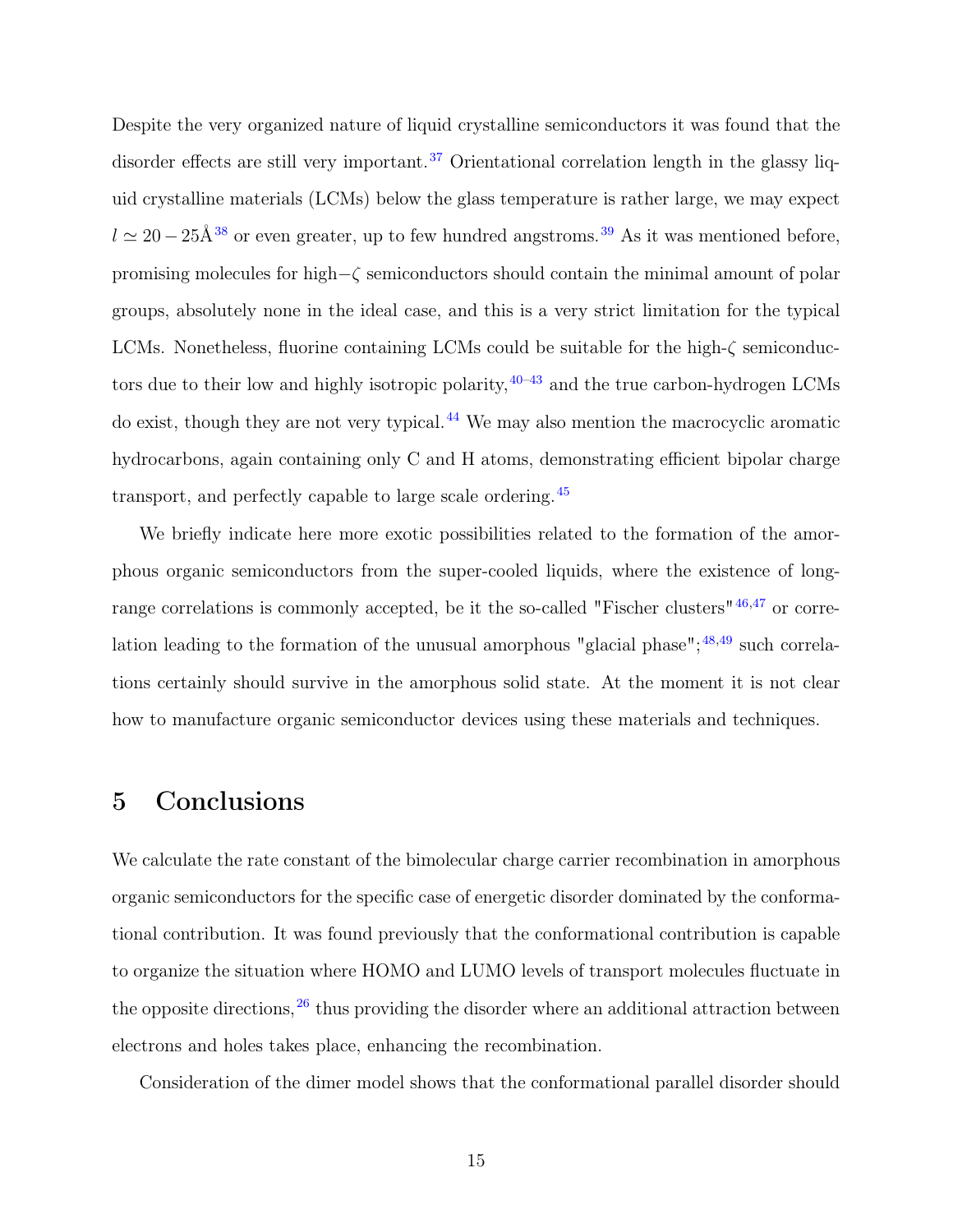Despite the very organized nature of liquid crystalline semiconductors it was found that the disorder effects are still very important.[37] Orientational correlation length in the glassy liquid crystalline materials (LCMs) below the glass temperature is rather large, we may expect $l \simeq 20-25$Å[38] or even greater, up to few hundred angstroms.[39] As it was mentioned before, promising molecules for high$-\zeta$ semiconductors should contain the minimal amount of polar groups, absolutely none in the ideal case, and this is a very strict limitation for the typical LCMs. Nonetheless, fluorine containing LCMs could be suitable for the high-$\zeta$ semiconductors due to their low and highly isotropic polarity,[40–43] and the true carbon-hydrogen LCMs do exist, though they are not very typical.[44] We may also mention the macrocyclic aromatic hydrocarbons, again containing only C and H atoms, demonstrating efficient bipolar charge transport, and perfectly capable to large scale ordering.[45]

We briefly indicate here more exotic possibilities related to the formation of the amorphous organic semiconductors from the super-cooled liquids, where the existence of long-range correlations is commonly accepted, be it the so-called "Fischer clusters"[46,47] or correlation leading to the formation of the unusual amorphous "glacial phase";[48,49] such correlations certainly should survive in the amorphous solid state. At the moment it is not clear how to manufacture organic semiconductor devices using these materials and techniques.

## 5 Conclusions

We calculate the rate constant of the bimolecular charge carrier recombination in amorphous organic semiconductors for the specific case of energetic disorder dominated by the conformational contribution. It was found previously that the conformational contribution is capable to organize the situation where HOMO and LUMO levels of transport molecules fluctuate in the opposite directions,[26] thus providing the disorder where an additional attraction between electrons and holes takes place, enhancing the recombination.

Consideration of the dimer model shows that the conformational parallel disorder should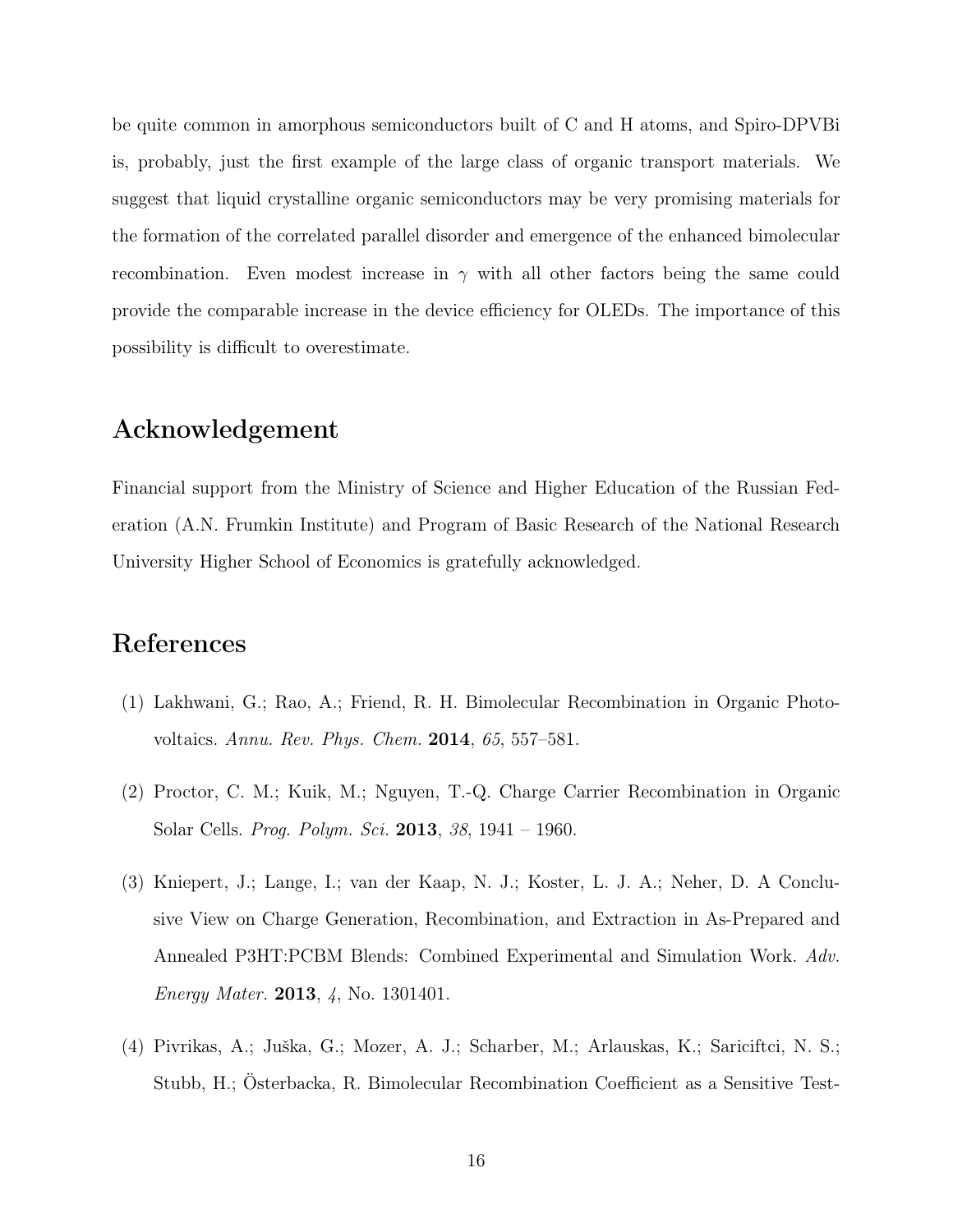be quite common in amorphous semiconductors built of C and H atoms, and Spiro-DPVBi is, probably, just the first example of the large class of organic transport materials. We suggest that liquid crystalline organic semiconductors may be very promising materials for the formation of the correlated parallel disorder and emergence of the enhanced bimolecular recombination. Even modest increase in $\gamma$ with all other factors being the same could provide the comparable increase in the device efficiency for OLEDs. The importance of this possibility is difficult to overestimate.

## Acknowledgement

Financial support from the Ministry of Science and Higher Education of the Russian Federation (A.N. Frumkin Institute) and Program of Basic Research of the National Research University Higher School of Economics is gratefully acknowledged.

## References

(1) Lakhwani, G.; Rao, A.; Friend, R. H. Bimolecular Recombination in Organic Photovoltaics. *Annu. Rev. Phys. Chem.* **2014**, *65*, 557–581.

(2) Proctor, C. M.; Kuik, M.; Nguyen, T.-Q. Charge Carrier Recombination in Organic Solar Cells. *Prog. Polym. Sci.* **2013**, *38*, 1941 – 1960.

(3) Kniepert, J.; Lange, I.; van der Kaap, N. J.; Koster, L. J. A.; Neher, D. A Conclusive View on Charge Generation, Recombination, and Extraction in As-Prepared and Annealed P3HT:PCBM Blends: Combined Experimental and Simulation Work. *Adv. Energy Mater.* **2013**, *4*, No. 1301401.

(4) Pivrikas, A.; Juška, G.; Mozer, A. J.; Scharber, M.; Arlauskas, K.; Sariciftci, N. S.; Stubb, H.; Österbacka, R. Bimolecular Recombination Coefficient as a Sensitive Test-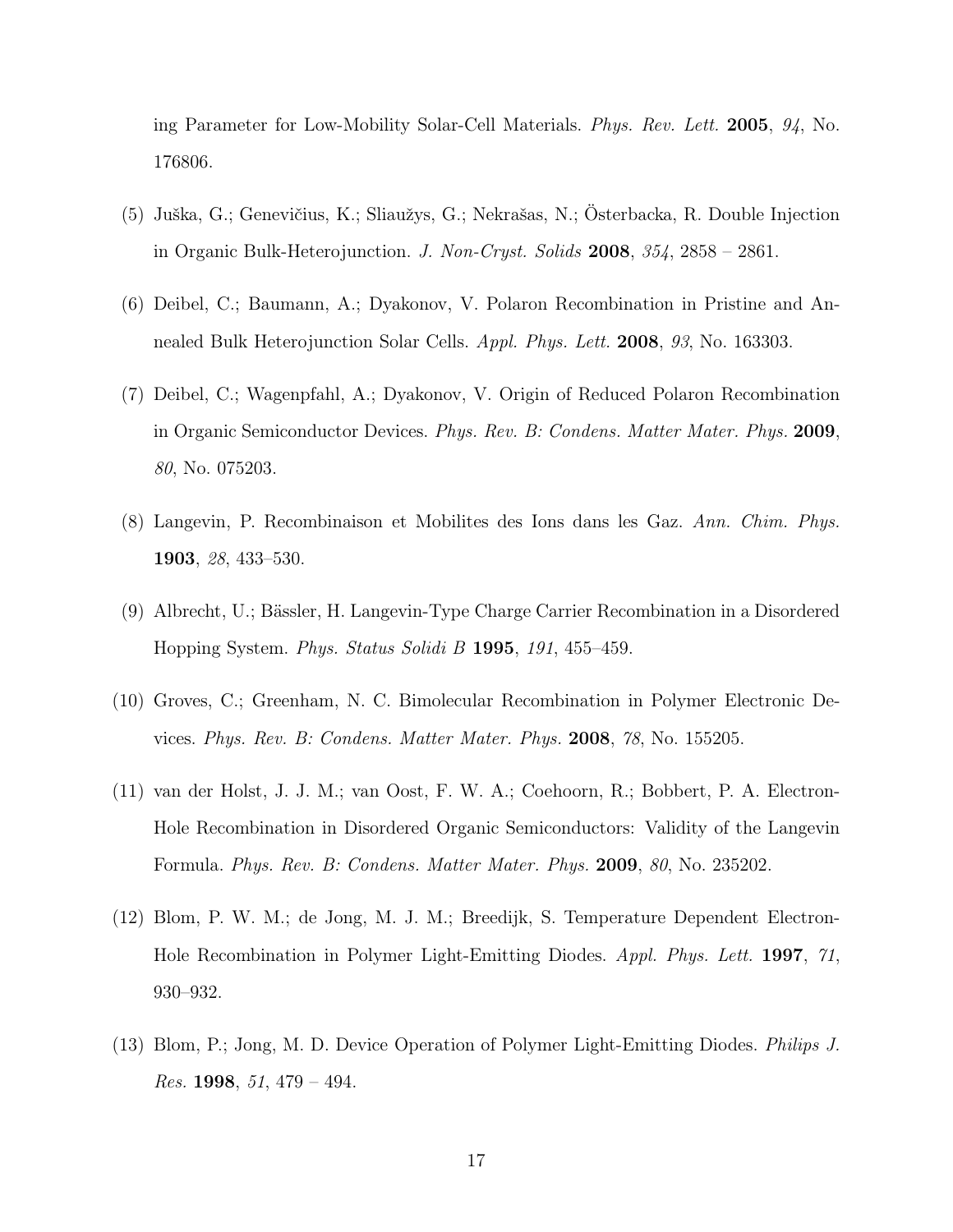ing Parameter for Low-Mobility Solar-Cell Materials. *Phys. Rev. Lett.* **2005**, *94*, No. 176806.

(5) Juška, G.; Genevičius, K.; Sliaužys, G.; Nekrašas, N.; Österbacka, R. Double Injection in Organic Bulk-Heterojunction. *J. Non-Cryst. Solids* **2008**, *354*, 2858 – 2861.

(6) Deibel, C.; Baumann, A.; Dyakonov, V. Polaron Recombination in Pristine and Annealed Bulk Heterojunction Solar Cells. *Appl. Phys. Lett.* **2008**, *93*, No. 163303.

(7) Deibel, C.; Wagenpfahl, A.; Dyakonov, V. Origin of Reduced Polaron Recombination in Organic Semiconductor Devices. *Phys. Rev. B: Condens. Matter Mater. Phys.* **2009**, *80*, No. 075203.

(8) Langevin, P. Recombinaison et Mobilites des Ions dans les Gaz. *Ann. Chim. Phys.* **1903**, *28*, 433–530.

(9) Albrecht, U.; Bässler, H. Langevin-Type Charge Carrier Recombination in a Disordered Hopping System. *Phys. Status Solidi B* **1995**, *191*, 455–459.

(10) Groves, C.; Greenham, N. C. Bimolecular Recombination in Polymer Electronic Devices. *Phys. Rev. B: Condens. Matter Mater. Phys.* **2008**, *78*, No. 155205.

(11) van der Holst, J. J. M.; van Oost, F. W. A.; Coehoorn, R.; Bobbert, P. A. Electron-Hole Recombination in Disordered Organic Semiconductors: Validity of the Langevin Formula. *Phys. Rev. B: Condens. Matter Mater. Phys.* **2009**, *80*, No. 235202.

(12) Blom, P. W. M.; de Jong, M. J. M.; Breedijk, S. Temperature Dependent Electron-Hole Recombination in Polymer Light-Emitting Diodes. *Appl. Phys. Lett.* **1997**, *71*, 930–932.

(13) Blom, P.; Jong, M. D. Device Operation of Polymer Light-Emitting Diodes. *Philips J. Res.* **1998**, *51*, 479 – 494.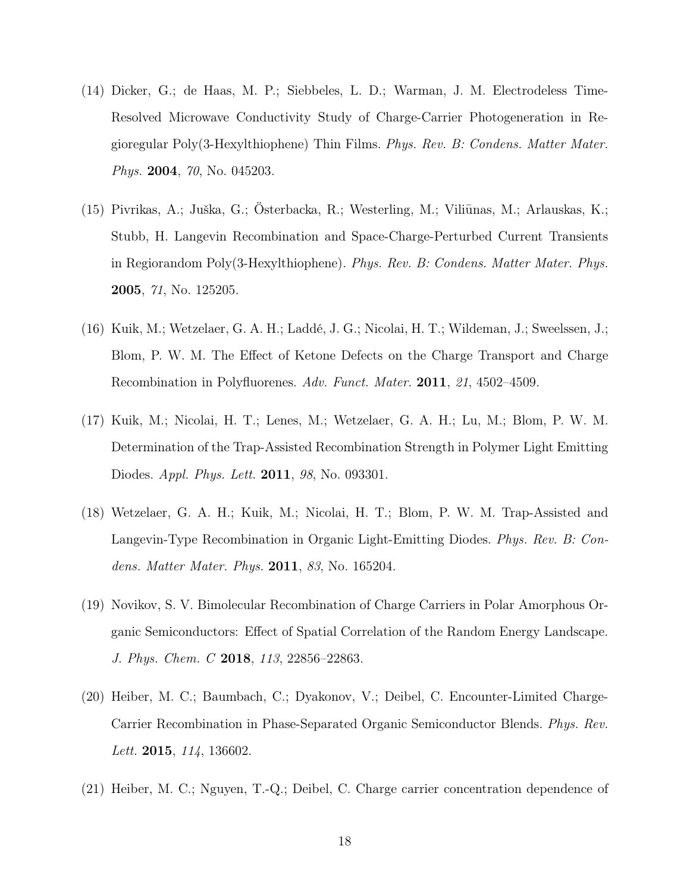(14) Dicker, G.; de Haas, M. P.; Siebbeles, L. D.; Warman, J. M. Electrodeless Time-Resolved Microwave Conductivity Study of Charge-Carrier Photogeneration in Regioregular Poly(3-Hexylthiophene) Thin Films. *Phys. Rev. B: Condens. Matter Mater. Phys.* **2004**, *70*, No. 045203.

(15) Pivrikas, A.; Juška, G.; Österbacka, R.; Westerling, M.; Viliūnas, M.; Arlauskas, K.; Stubb, H. Langevin Recombination and Space-Charge-Perturbed Current Transients in Regiorandom Poly(3-Hexylthiophene). *Phys. Rev. B: Condens. Matter Mater. Phys.* **2005**, *71*, No. 125205.

(16) Kuik, M.; Wetzelaer, G. A. H.; Laddé, J. G.; Nicolai, H. T.; Wildeman, J.; Sweelssen, J.; Blom, P. W. M. The Effect of Ketone Defects on the Charge Transport and Charge Recombination in Polyfluorenes. *Adv. Funct. Mater.* **2011**, *21*, 4502–4509.

(17) Kuik, M.; Nicolai, H. T.; Lenes, M.; Wetzelaer, G. A. H.; Lu, M.; Blom, P. W. M. Determination of the Trap-Assisted Recombination Strength in Polymer Light Emitting Diodes. *Appl. Phys. Lett.* **2011**, *98*, No. 093301.

(18) Wetzelaer, G. A. H.; Kuik, M.; Nicolai, H. T.; Blom, P. W. M. Trap-Assisted and Langevin-Type Recombination in Organic Light-Emitting Diodes. *Phys. Rev. B: Condens. Matter Mater. Phys.* **2011**, *83*, No. 165204.

(19) Novikov, S. V. Bimolecular Recombination of Charge Carriers in Polar Amorphous Organic Semiconductors: Effect of Spatial Correlation of the Random Energy Landscape. *J. Phys. Chem. C* **2018**, *113*, 22856–22863.

(20) Heiber, M. C.; Baumbach, C.; Dyakonov, V.; Deibel, C. Encounter-Limited Charge-Carrier Recombination in Phase-Separated Organic Semiconductor Blends. *Phys. Rev. Lett.* **2015**, *114*, 136602.

(21) Heiber, M. C.; Nguyen, T.-Q.; Deibel, C. Charge carrier concentration dependence of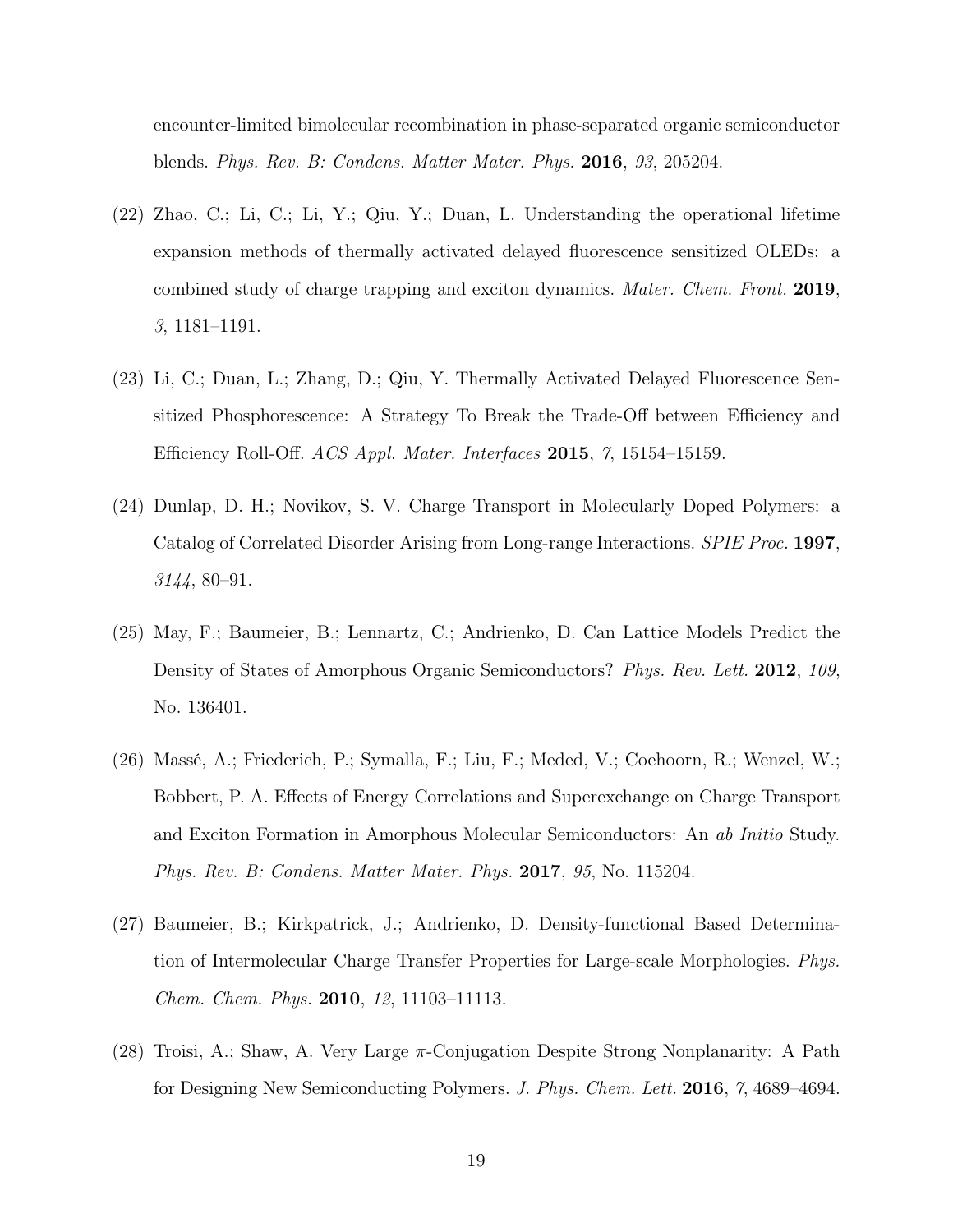encounter-limited bimolecular recombination in phase-separated organic semiconductor blends. *Phys. Rev. B: Condens. Matter Mater. Phys.* **2016**, *93*, 205204.

(22) Zhao, C.; Li, C.; Li, Y.; Qiu, Y.; Duan, L. Understanding the operational lifetime expansion methods of thermally activated delayed fluorescence sensitized OLEDs: a combined study of charge trapping and exciton dynamics. *Mater. Chem. Front.* **2019**, *3*, 1181–1191.

(23) Li, C.; Duan, L.; Zhang, D.; Qiu, Y. Thermally Activated Delayed Fluorescence Sensitized Phosphorescence: A Strategy To Break the Trade-Off between Efficiency and Efficiency Roll-Off. *ACS Appl. Mater. Interfaces* **2015**, *7*, 15154–15159.

(24) Dunlap, D. H.; Novikov, S. V. Charge Transport in Molecularly Doped Polymers: a Catalog of Correlated Disorder Arising from Long-range Interactions. *SPIE Proc.* **1997**, *3144*, 80–91.

(25) May, F.; Baumeier, B.; Lennartz, C.; Andrienko, D. Can Lattice Models Predict the Density of States of Amorphous Organic Semiconductors? *Phys. Rev. Lett.* **2012**, *109*, No. 136401.

(26) Massé, A.; Friederich, P.; Symalla, F.; Liu, F.; Meded, V.; Coehoorn, R.; Wenzel, W.; Bobbert, P. A. Effects of Energy Correlations and Superexchange on Charge Transport and Exciton Formation in Amorphous Molecular Semiconductors: An *ab Initio* Study. *Phys. Rev. B: Condens. Matter Mater. Phys.* **2017**, *95*, No. 115204.

(27) Baumeier, B.; Kirkpatrick, J.; Andrienko, D. Density-functional Based Determination of Intermolecular Charge Transfer Properties for Large-scale Morphologies. *Phys. Chem. Chem. Phys.* **2010**, *12*, 11103–11113.

(28) Troisi, A.; Shaw, A. Very Large $\pi$-Conjugation Despite Strong Nonplanarity: A Path for Designing New Semiconducting Polymers. *J. Phys. Chem. Lett.* **2016**, *7*, 4689–4694.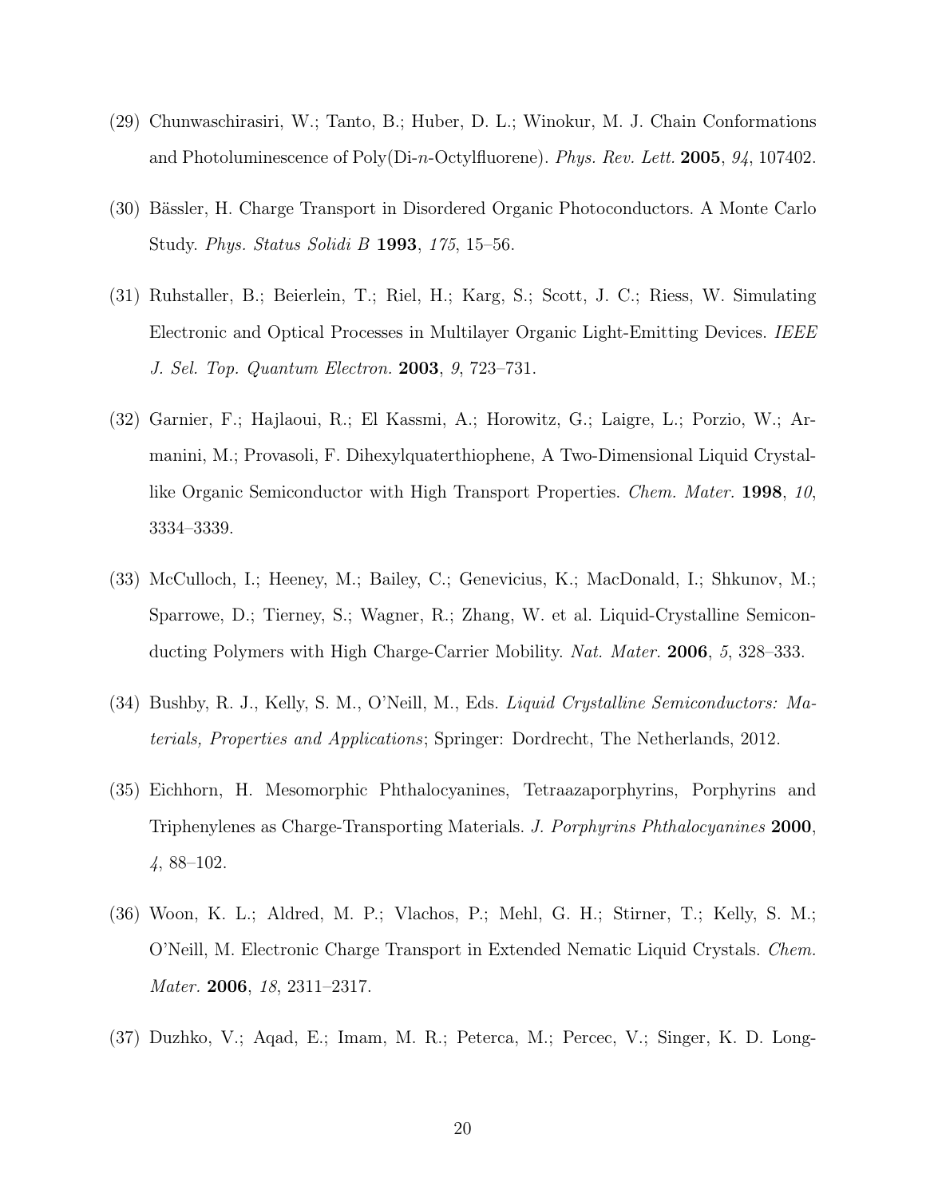(29) Chunwaschirasiri, W.; Tanto, B.; Huber, D. L.; Winokur, M. J. Chain Conformations and Photoluminescence of Poly(Di-*n*-Octylfluorene). *Phys. Rev. Lett.* **2005**, *94*, 107402.

(30) Bässler, H. Charge Transport in Disordered Organic Photoconductors. A Monte Carlo Study. *Phys. Status Solidi B* **1993**, *175*, 15–56.

(31) Ruhstaller, B.; Beierlein, T.; Riel, H.; Karg, S.; Scott, J. C.; Riess, W. Simulating Electronic and Optical Processes in Multilayer Organic Light-Emitting Devices. *IEEE J. Sel. Top. Quantum Electron.* **2003**, *9*, 723–731.

(32) Garnier, F.; Hajlaoui, R.; El Kassmi, A.; Horowitz, G.; Laigre, L.; Porzio, W.; Armanini, M.; Provasoli, F. Dihexylquaterthiophene, A Two-Dimensional Liquid Crystal-like Organic Semiconductor with High Transport Properties. *Chem. Mater.* **1998**, *10*, 3334–3339.

(33) McCulloch, I.; Heeney, M.; Bailey, C.; Genevicius, K.; MacDonald, I.; Shkunov, M.; Sparrowe, D.; Tierney, S.; Wagner, R.; Zhang, W. et al. Liquid-Crystalline Semiconducting Polymers with High Charge-Carrier Mobility. *Nat. Mater.* **2006**, *5*, 328–333.

(34) Bushby, R. J., Kelly, S. M., O'Neill, M., Eds. *Liquid Crystalline Semiconductors: Materials, Properties and Applications*; Springer: Dordrecht, The Netherlands, 2012.

(35) Eichhorn, H. Mesomorphic Phthalocyanines, Tetraazaporphyrins, Porphyrins and Triphenylenes as Charge-Transporting Materials. *J. Porphyrins Phthalocyanines* **2000**, *4*, 88–102.

(36) Woon, K. L.; Aldred, M. P.; Vlachos, P.; Mehl, G. H.; Stirner, T.; Kelly, S. M.; O'Neill, M. Electronic Charge Transport in Extended Nematic Liquid Crystals. *Chem. Mater.* **2006**, *18*, 2311–2317.

(37) Duzhko, V.; Aqad, E.; Imam, M. R.; Peterca, M.; Percec, V.; Singer, K. D. Long-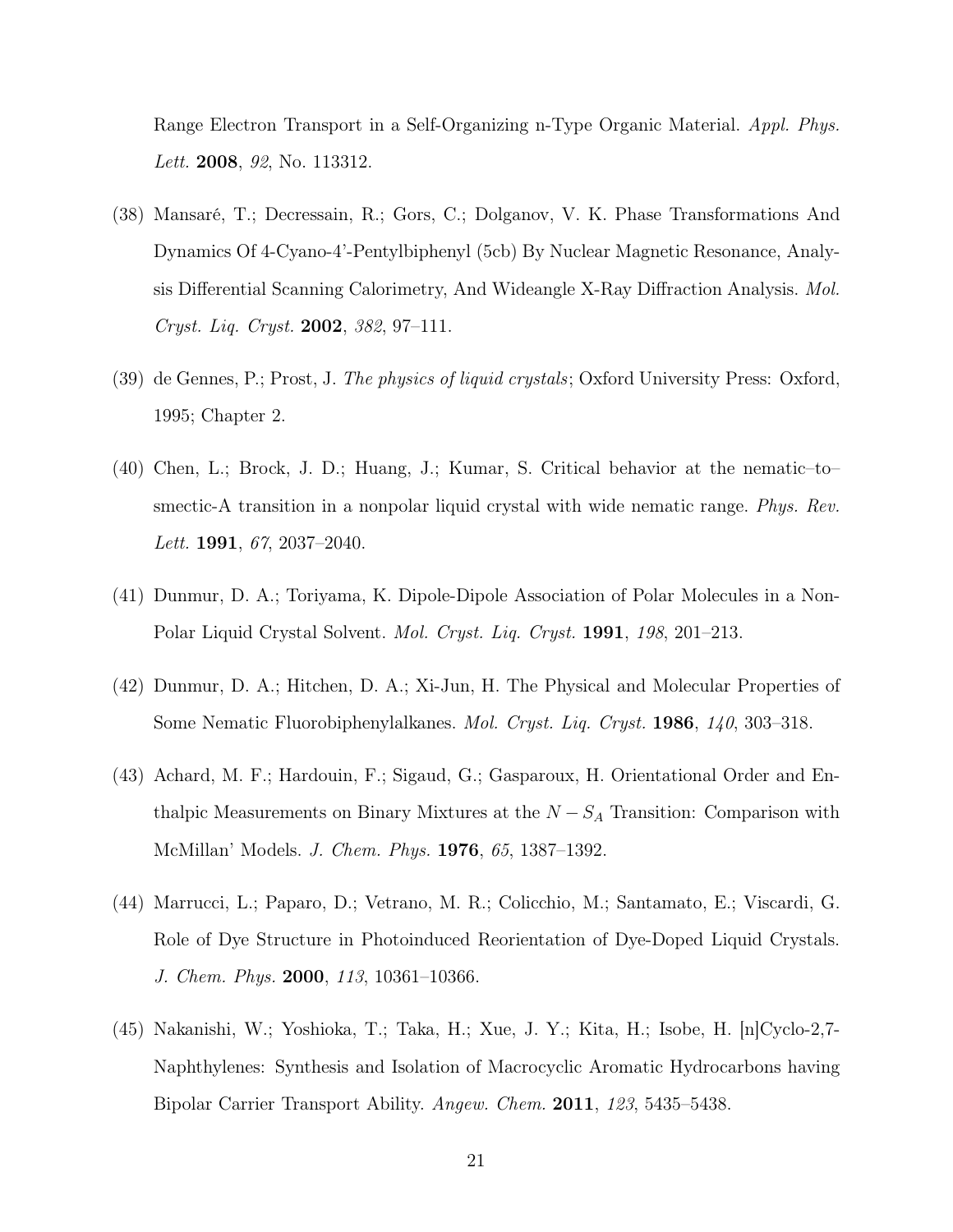Range Electron Transport in a Self-Organizing n-Type Organic Material. *Appl. Phys. Lett.* **2008**, *92*, No. 113312.

(38) Mansaré, T.; Decressain, R.; Gors, C.; Dolganov, V. K. Phase Transformations And Dynamics Of 4-Cyano-4'-Pentylbiphenyl (5cb) By Nuclear Magnetic Resonance, Analysis Differential Scanning Calorimetry, And Wideangle X-Ray Diffraction Analysis. *Mol. Cryst. Liq. Cryst.* **2002**, *382*, 97–111.

(39) de Gennes, P.; Prost, J. *The physics of liquid crystals*; Oxford University Press: Oxford, 1995; Chapter 2.

(40) Chen, L.; Brock, J. D.; Huang, J.; Kumar, S. Critical behavior at the nematic–to–smectic-A transition in a nonpolar liquid crystal with wide nematic range. *Phys. Rev. Lett.* **1991**, *67*, 2037–2040.

(41) Dunmur, D. A.; Toriyama, K. Dipole-Dipole Association of Polar Molecules in a Non-Polar Liquid Crystal Solvent. *Mol. Cryst. Liq. Cryst.* **1991**, *198*, 201–213.

(42) Dunmur, D. A.; Hitchen, D. A.; Xi-Jun, H. The Physical and Molecular Properties of Some Nematic Fluorobiphenylalkanes. *Mol. Cryst. Liq. Cryst.* **1986**, *140*, 303–318.

(43) Achard, M. F.; Hardouin, F.; Sigaud, G.; Gasparoux, H. Orientational Order and Enthalpic Measurements on Binary Mixtures at the $N - S_A$ Transition: Comparison with McMillan' Models. *J. Chem. Phys.* **1976**, *65*, 1387–1392.

(44) Marrucci, L.; Paparo, D.; Vetrano, M. R.; Colicchio, M.; Santamato, E.; Viscardi, G. Role of Dye Structure in Photoinduced Reorientation of Dye-Doped Liquid Crystals. *J. Chem. Phys.* **2000**, *113*, 10361–10366.

(45) Nakanishi, W.; Yoshioka, T.; Taka, H.; Xue, J. Y.; Kita, H.; Isobe, H. [n]Cyclo-2,7-Naphthylenes: Synthesis and Isolation of Macrocyclic Aromatic Hydrocarbons having Bipolar Carrier Transport Ability. *Angew. Chem.* **2011**, *123*, 5435–5438.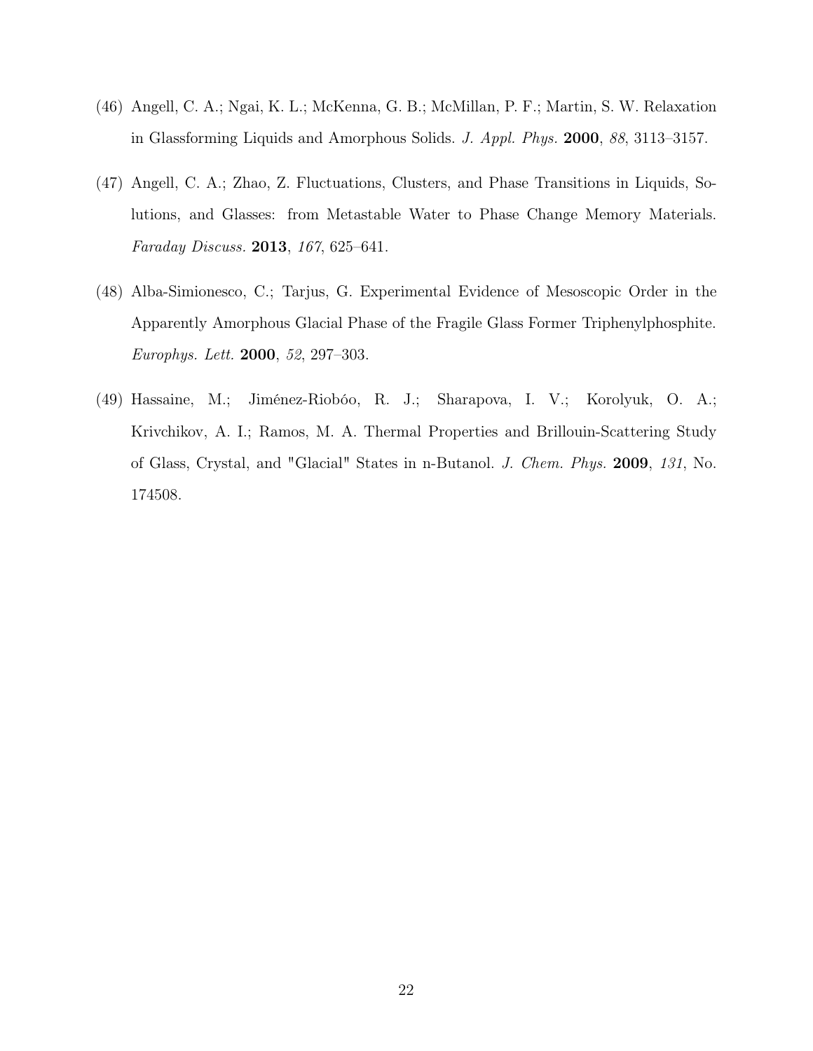(46) Angell, C. A.; Ngai, K. L.; McKenna, G. B.; McMillan, P. F.; Martin, S. W. Relaxation in Glassforming Liquids and Amorphous Solids. *J. Appl. Phys.* **2000**, *88*, 3113–3157.

(47) Angell, C. A.; Zhao, Z. Fluctuations, Clusters, and Phase Transitions in Liquids, Solutions, and Glasses: from Metastable Water to Phase Change Memory Materials. *Faraday Discuss.* **2013**, *167*, 625–641.

(48) Alba-Simionesco, C.; Tarjus, G. Experimental Evidence of Mesoscopic Order in the Apparently Amorphous Glacial Phase of the Fragile Glass Former Triphenylphosphite. *Europhys. Lett.* **2000**, *52*, 297–303.

(49) Hassaine, M.; Jiménez-Riobóo, R. J.; Sharapova, I. V.; Korolyuk, O. A.; Krivchikov, A. I.; Ramos, M. A. Thermal Properties and Brillouin-Scattering Study of Glass, Crystal, and "Glacial" States in n-Butanol. *J. Chem. Phys.* **2009**, *131*, No. 174508.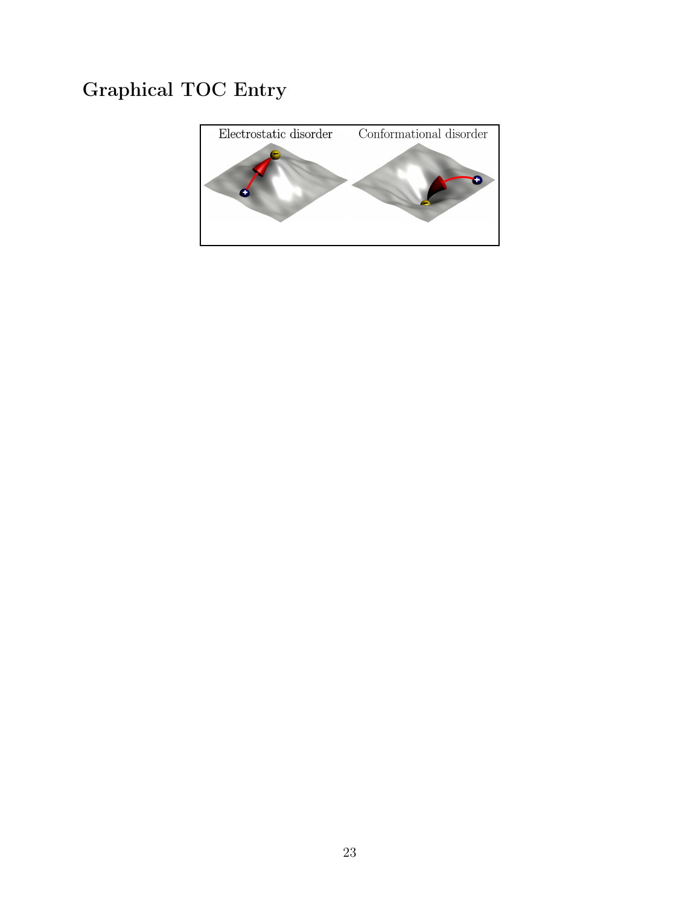# Graphical TOC Entry

Electrostatic disorder

Conformational disorder